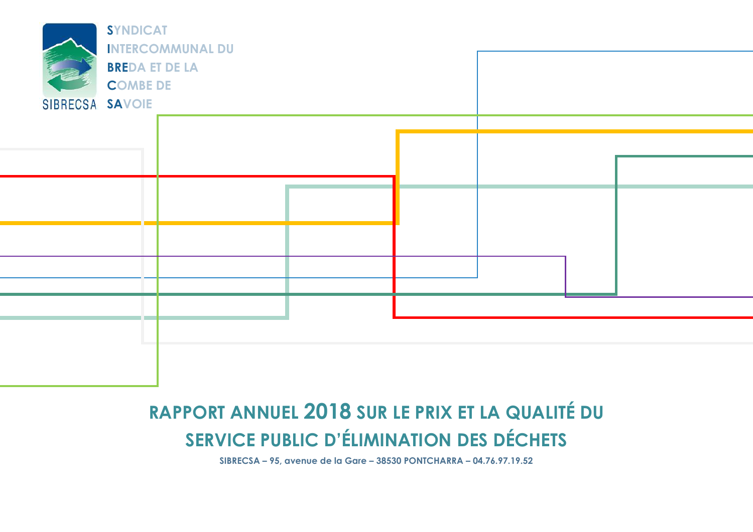**SYNDICAT INTERCOMMUNAL DU BREDA ET DE LA COMBE DE SAVOIE**

SIBRECSA

# RAPPORT ANNUEL 2018 SUR LE PRIX ET LA QUALITÉ DU SERVICE PUBLIC D'ÉLIMINATION DES DÉCHETS

**SIBRECSA – 95, avenue de la Gare – 38530 PONTCHARRA – 04.76.97.19.52**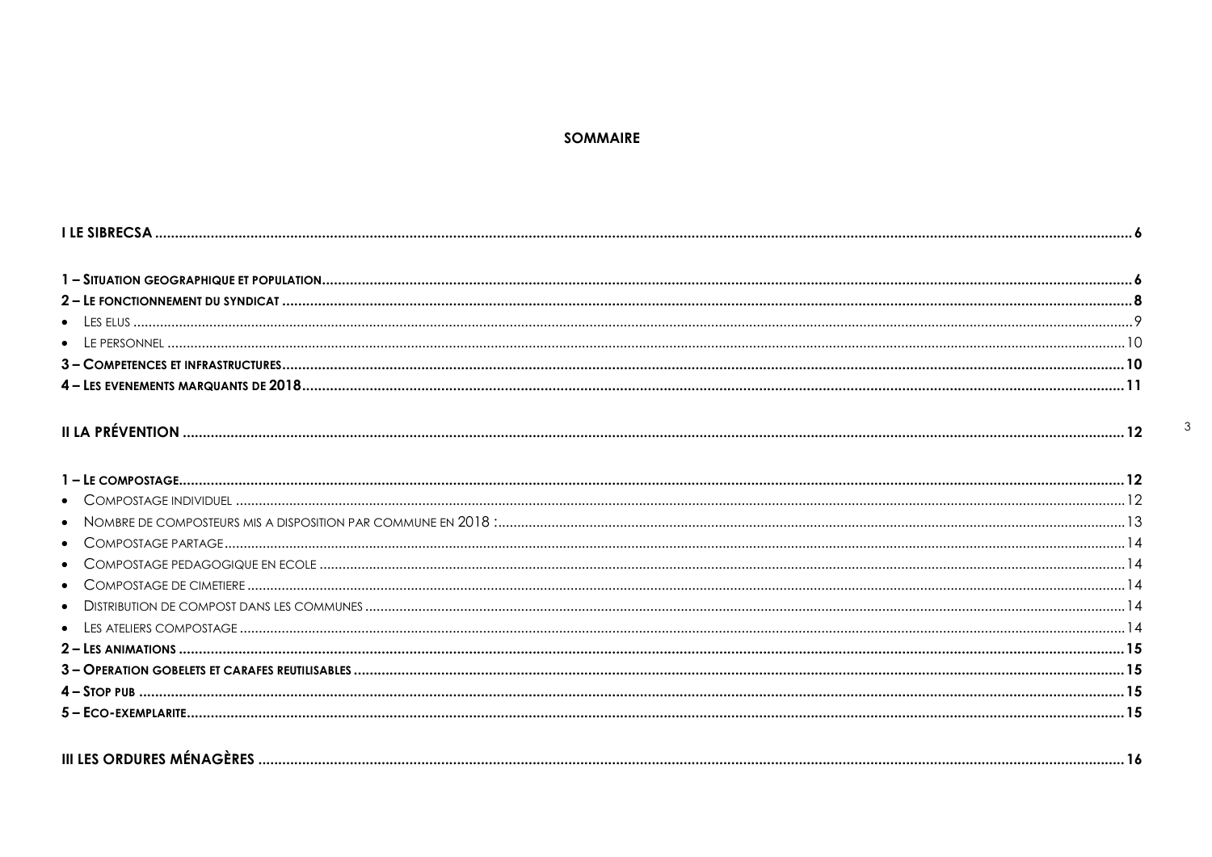**SOMMAIRE**

**I LE SIBRECSA** ..... 6

**1 – SITUATION GEOGRAPHIQUE ET POPULATION** ..... 6

**2 – LE FONCTIONNEMENT DU SYNDICAT** ..... 8

- LES ELUS ..... 9
- LE PERSONNEL ..... 10

**3 – COMPETENCES ET INFRASTRUCTURES** ..... 10

**4 – LES EVENEMENTS MARQUANTS DE 2018** ..... 11

**II LA PRÉVENTION** ..... 12

**1 – LE COMPOSTAGE** ..... 12

- COMPOSTAGE INDIVIDUEL ..... 12
- NOMBRE DE COMPOSTEURS MIS A DISPOSITION PAR COMMUNE EN 2018 : ..... 13
- COMPOSTAGE PARTAGE ..... 14
- COMPOSTAGE PEDAGOGIQUE EN ECOLE ..... 14
- COMPOSTAGE DE CIMETIERE ..... 14
- DISTRIBUTION DE COMPOST DANS LES COMMUNES ..... 14
- LES ATELIERS COMPOSTAGE ..... 14

**2 – LES ANIMATIONS** ..... 15

**3 – OPERATION GOBELETS ET CARAFES REUTILISABLES** ..... 15

**4 – STOP PUB** ..... 15

**5 – ECO-EXEMPLARITE** ..... 15

**III LES ORDURES MÉNAGÈRES** ..... 16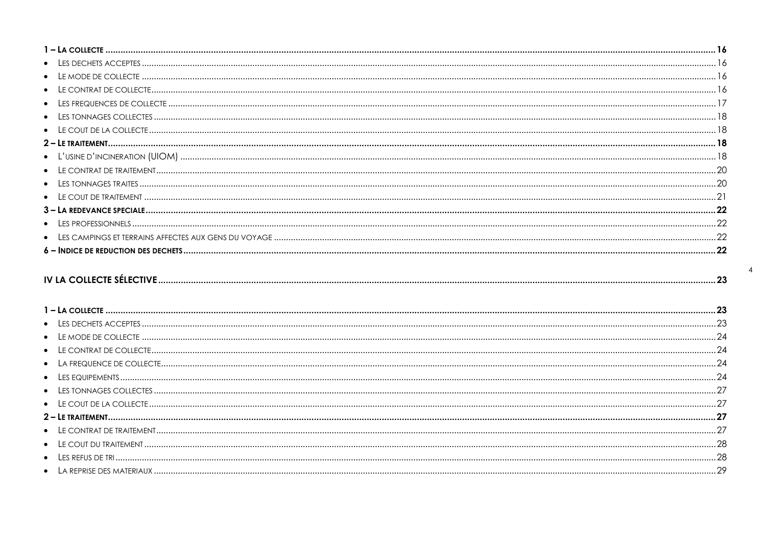**1 – La collecte** ........................................................................ **16**

- Les dechets acceptes ........................................................................ 16
- Le mode de collecte ........................................................................ 16
- Le contrat de collecte ........................................................................ 16
- Les frequences de collecte ........................................................................ 17
- Les tonnages collectes ........................................................................ 18
- Le cout de la collecte ........................................................................ 18

**2 – Le traitement** ........................................................................ **18**

- L'usine d'incineration (UIOM) ........................................................................ 18
- Le contrat de traitement ........................................................................ 20
- Les tonnages traites ........................................................................ 20
- Le cout de traitement ........................................................................ 21

**3 – La redevance speciale** ........................................................................ **22**

- Les professionnels ........................................................................ 22
- Les campings et terrains affectes aux gens du voyage ........................................................................ 22

**6 – Indice de reduction des dechets** ........................................................................ **22**

**IV LA COLLECTE SÉLECTIVE** ........................................................................ **23**

**1 – La collecte** ........................................................................ **23**

- Les dechets acceptes ........................................................................ 23
- Le mode de collecte ........................................................................ 24
- Le contrat de collecte ........................................................................ 24
- La frequence de collecte ........................................................................ 24
- Les equipements ........................................................................ 24
- Les tonnages collectes ........................................................................ 27
- Le cout de la collecte ........................................................................ 27

**2 – Le traitement** ........................................................................ **27**

- Le contrat de traitement ........................................................................ 27
- Le cout du traitement ........................................................................ 28
- Les refus de tri ........................................................................ 28
- La reprise des materiaux ........................................................................ 29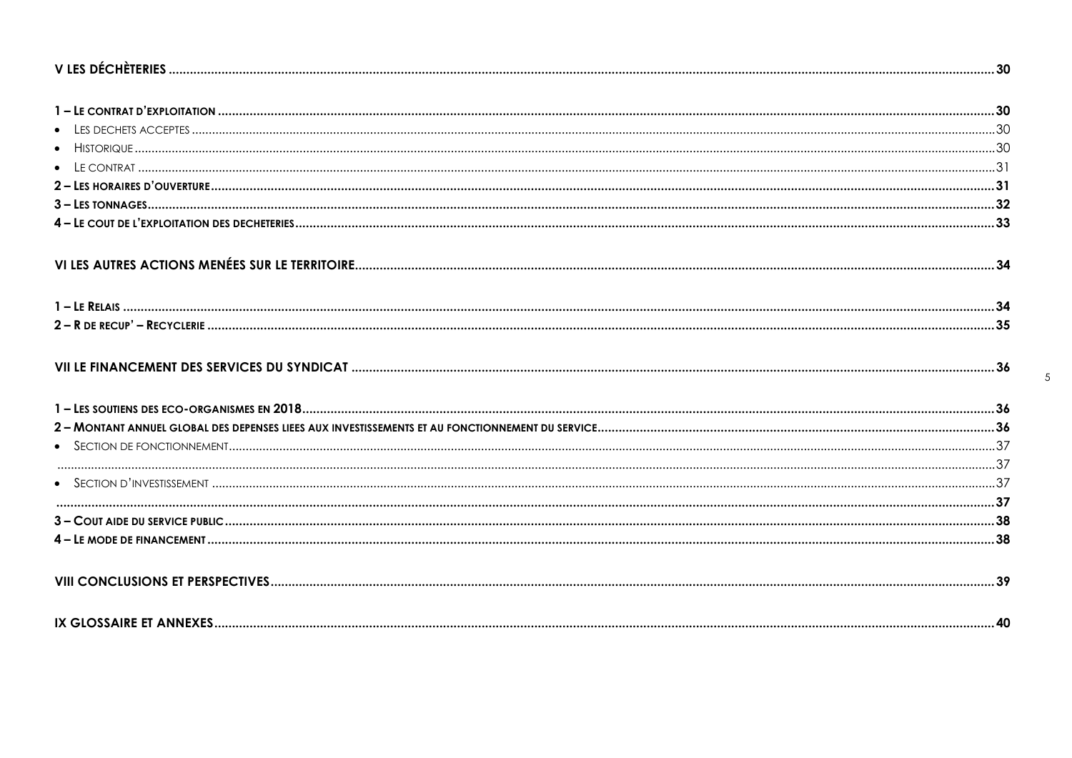V LES DÉCHÈTERIES ........ 30

1 – LE CONTRAT D'EXPLOITATION ........ 30
- LES DECHETS ACCEPTES ........ 30
- HISTORIQUE ........ 30
- LE CONTRAT ........ 31

2 – LES HORAIRES D'OUVERTURE ........ 31
3 – LES TONNAGES ........ 32
4 – LE COUT DE L'EXPLOITATION DES DECHETERIES ........ 33

VI LES AUTRES ACTIONS MENÉES SUR LE TERRITOIRE ........ 34

1 – LE RELAIS ........ 34
2 – R DE RECUP' – RECYCLERIE ........ 35

VII LE FINANCEMENT DES SERVICES DU SYNDICAT ........ 36

1 – LES SOUTIENS DES ECO-ORGANISMES EN 2018 ........ 36
2 – MONTANT ANNUEL GLOBAL DES DEPENSES LIEES AUX INVESTISSEMENTS ET AU FONCTIONNEMENT DU SERVICE ........ 36
- SECTION DE FONCTIONNEMENT ........ 37

........ 37
- SECTION D'INVESTISSEMENT ........ 37

........ 37
3 – COUT AIDE DU SERVICE PUBLIC ........ 38
4 – LE MODE DE FINANCEMENT ........ 38

VIII CONCLUSIONS ET PERSPECTIVES ........ 39

IX GLOSSAIRE ET ANNEXES ........ 40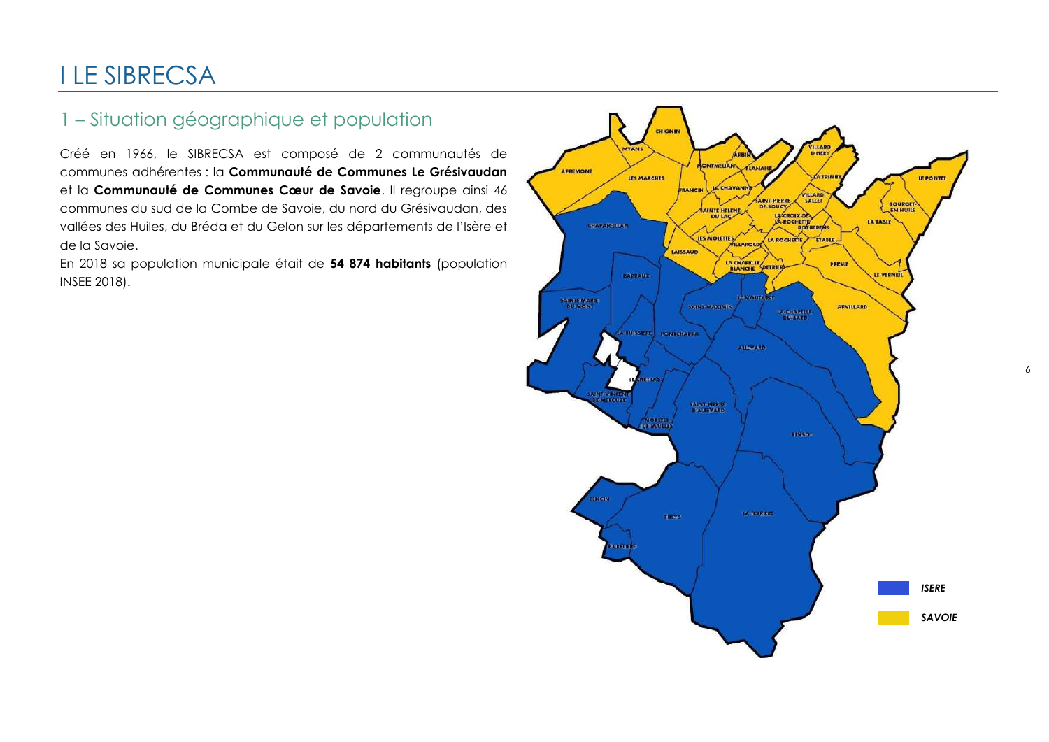# I LE SIBRECSA

## 1 – Situation géographique et population

Créé en 1966, le SIBRECSA est composé de 2 communautés de communes adhérentes : la **Communauté de Communes Le Grésivaudan** et la **Communauté de Communes Cœur de Savoie**. Il regroupe ainsi 46 communes du sud de la Combe de Savoie, du nord du Grésivaudan, des vallées des Huiles, du Bréda et du Gelon sur les départements de l'Isère et de la Savoie.

En 2018 sa population municipale était de **54 874 habitants** (population INSEE 2018).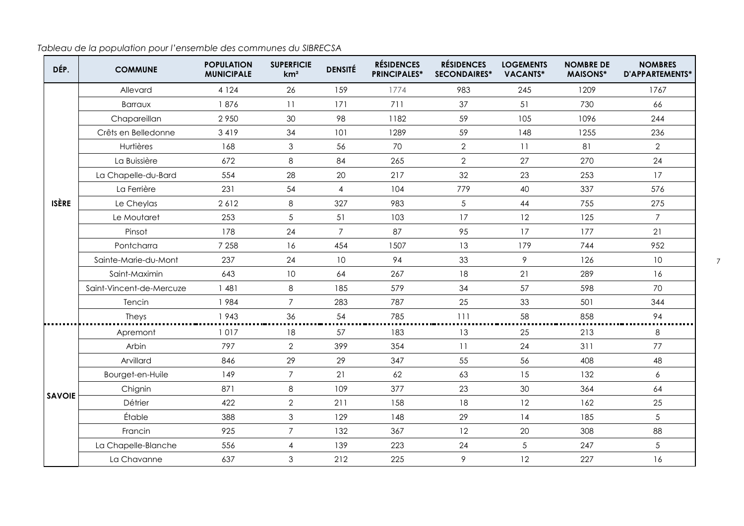*Tableau de la population pour l'ensemble des communes du SIBRECSA*

| DÉP. | COMMUNE | POPULATION MUNICIPALE | SUPERFICIE km² | DENSITÉ | RÉSIDENCES PRINCIPALES* | RÉSIDENCES SECONDAIRES* | LOGEMENTS VACANTS* | NOMBRE DE MAISONS* | NOMBRES D'APPARTEMENTS* |
|---|---|---|---|---|---|---|---|---|---|
| ISÈRE | Allevard | 4 124 | 26 | 159 | 1774 | 983 | 245 | 1209 | 1767 |
| | Barraux | 1 876 | 11 | 171 | 711 | 37 | 51 | 730 | 66 |
| | Chapareillan | 2 950 | 30 | 98 | 1182 | 59 | 105 | 1096 | 244 |
| | Crêts en Belledonne | 3 419 | 34 | 101 | 1289 | 59 | 148 | 1255 | 236 |
| | Hurtières | 168 | 3 | 56 | 70 | 2 | 11 | 81 | 2 |
| | La Buissière | 672 | 8 | 84 | 265 | 2 | 27 | 270 | 24 |
| | La Chapelle-du-Bard | 554 | 28 | 20 | 217 | 32 | 23 | 253 | 17 |
| | La Ferrière | 231 | 54 | 4 | 104 | 779 | 40 | 337 | 576 |
| | Le Cheylas | 2 612 | 8 | 327 | 983 | 5 | 44 | 755 | 275 |
| | Le Moutaret | 253 | 5 | 51 | 103 | 17 | 12 | 125 | 7 |
| | Pinsot | 178 | 24 | 7 | 87 | 95 | 17 | 177 | 21 |
| | Pontcharra | 7 258 | 16 | 454 | 1507 | 13 | 179 | 744 | 952 |
| | Sainte-Marie-du-Mont | 237 | 24 | 10 | 94 | 33 | 9 | 126 | 10 |
| | Saint-Maximin | 643 | 10 | 64 | 267 | 18 | 21 | 289 | 16 |
| | Saint-Vincent-de-Mercuze | 1 481 | 8 | 185 | 579 | 34 | 57 | 598 | 70 |
| | Tencin | 1 984 | 7 | 283 | 787 | 25 | 33 | 501 | 344 |
| | Theys | 1 943 | 36 | 54 | 785 | 111 | 58 | 858 | 94 |
| SAVOIE | Apremont | 1 017 | 18 | 57 | 183 | 13 | 25 | 213 | 8 |
| | Arbin | 797 | 2 | 399 | 354 | 11 | 24 | 311 | 77 |
| | Arvillard | 846 | 29 | 29 | 347 | 55 | 56 | 408 | 48 |
| | Bourget-en-Huile | 149 | 7 | 21 | 62 | 63 | 15 | 132 | 6 |
| | Chignin | 871 | 8 | 109 | 377 | 23 | 30 | 364 | 64 |
| | Détrier | 422 | 2 | 211 | 158 | 18 | 12 | 162 | 25 |
| | Étable | 388 | 3 | 129 | 148 | 29 | 14 | 185 | 5 |
| | Francin | 925 | 7 | 132 | 367 | 12 | 20 | 308 | 88 |
| | La Chapelle-Blanche | 556 | 4 | 139 | 223 | 24 | 5 | 247 | 5 |
| | La Chavanne | 637 | 3 | 212 | 225 | 9 | 12 | 227 | 16 |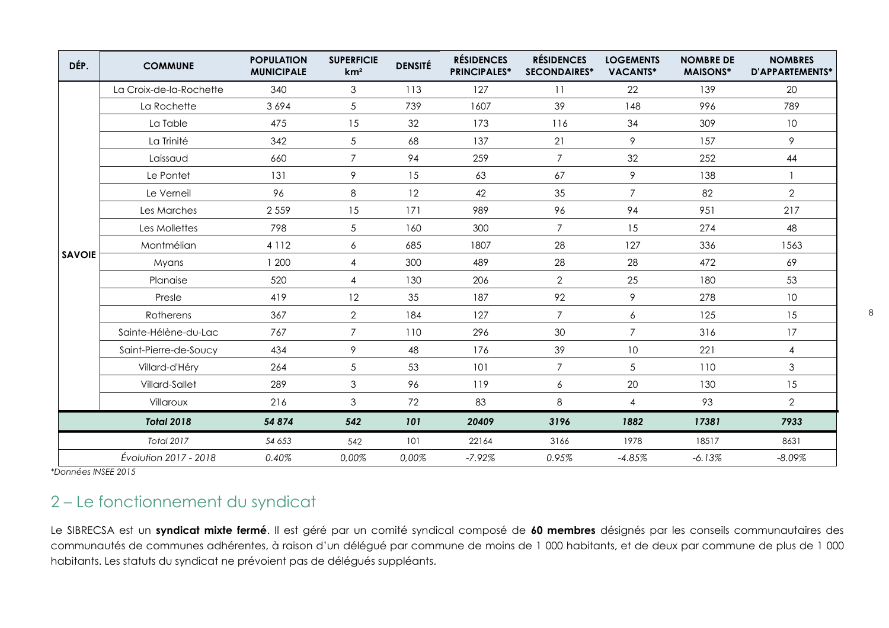| DÉP. | COMMUNE | POPULATION MUNICIPALE | SUPERFICIE km² | DENSITÉ | RÉSIDENCES PRINCIPALES* | RÉSIDENCES SECONDAIRES* | LOGEMENTS VACANTS* | NOMBRE DE MAISONS* | NOMBRES D'APPARTEMENTS* |
|---|---|---|---|---|---|---|---|---|---|
| SAVOIE | La Croix-de-la-Rochette | 340 | 3 | 113 | 127 | 11 | 22 | 139 | 20 |
| | La Rochette | 3 694 | 5 | 739 | 1607 | 39 | 148 | 996 | 789 |
| | La Table | 475 | 15 | 32 | 173 | 116 | 34 | 309 | 10 |
| | La Trinité | 342 | 5 | 68 | 137 | 21 | 9 | 157 | 9 |
| | Laissaud | 660 | 7 | 94 | 259 | 7 | 32 | 252 | 44 |
| | Le Pontet | 131 | 9 | 15 | 63 | 67 | 9 | 138 | 1 |
| | Le Verneil | 96 | 8 | 12 | 42 | 35 | 7 | 82 | 2 |
| | Les Marches | 2 559 | 15 | 171 | 989 | 96 | 94 | 951 | 217 |
| | Les Mollettes | 798 | 5 | 160 | 300 | 7 | 15 | 274 | 48 |
| | Montmélian | 4 112 | 6 | 685 | 1807 | 28 | 127 | 336 | 1563 |
| | Myans | 1 200 | 4 | 300 | 489 | 28 | 28 | 472 | 69 |
| | Planaise | 520 | 4 | 130 | 206 | 2 | 25 | 180 | 53 |
| | Presle | 419 | 12 | 35 | 187 | 92 | 9 | 278 | 10 |
| | Rotherens | 367 | 2 | 184 | 127 | 7 | 6 | 125 | 15 |
| | Sainte-Hélène-du-Lac | 767 | 7 | 110 | 296 | 30 | 7 | 316 | 17 |
| | Saint-Pierre-de-Soucy | 434 | 9 | 48 | 176 | 39 | 10 | 221 | 4 |
| | Villard-d'Héry | 264 | 5 | 53 | 101 | 7 | 5 | 110 | 3 |
| | Villard-Sallet | 289 | 3 | 96 | 119 | 6 | 20 | 130 | 15 |
| | Villaroux | 216 | 3 | 72 | 83 | 8 | 4 | 93 | 2 |
| | ***Total 2018*** | ***54 874*** | ***542*** | ***101*** | ***20409*** | ***3196*** | ***1882*** | ***17381*** | ***7933*** |
| | *Total 2017* | *54 653* | 542 | 101 | 22164 | 3166 | 1978 | 18517 | 8631 |
| | *Évolution 2017 - 2018* | *0.40%* | *0,00%* | *0,00%* | *-7.92%* | *0.95%* | *-4.85%* | *-6.13%* | *-8.09%* |

*\*Données INSEE 2015*

## 2 – Le fonctionnement du syndicat

Le SIBRECSA est un **syndicat mixte fermé**. Il est géré par un comité syndical composé de **60 membres** désignés par les conseils communautaires des communautés de communes adhérentes, à raison d'un délégué par commune de moins de 1 000 habitants, et de deux par commune de plus de 1 000 habitants. Les statuts du syndicat ne prévoient pas de délégués suppléants.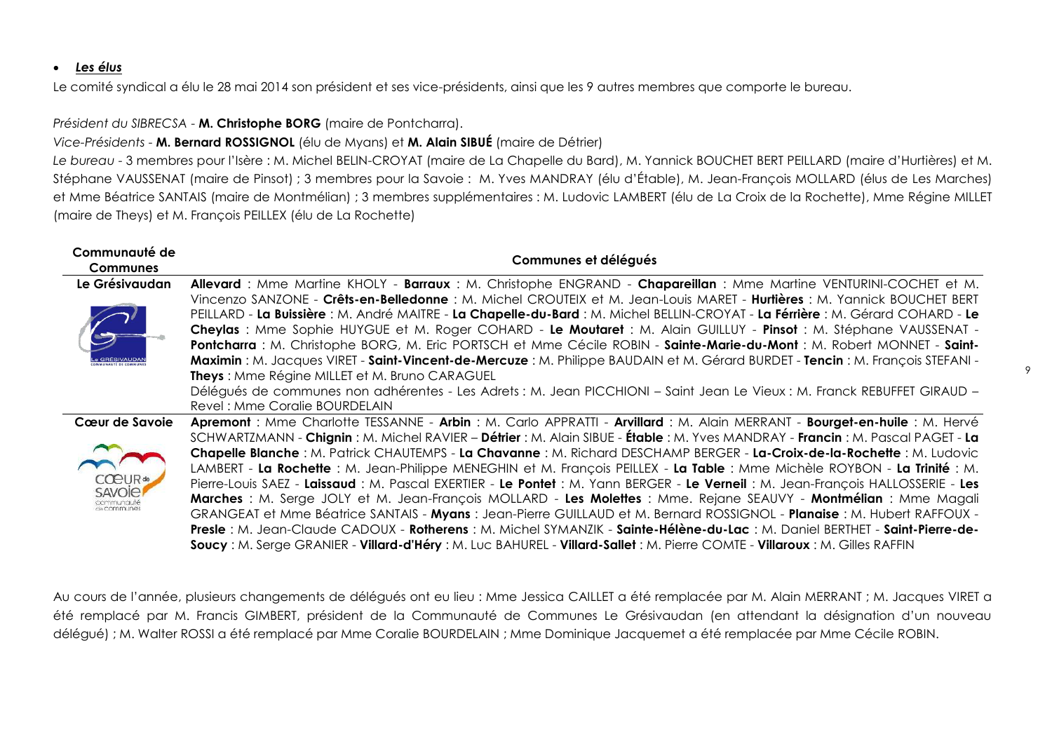- ***Les élus***

Le comité syndical a élu le 28 mai 2014 son président et ses vice-présidents, ainsi que les 9 autres membres que comporte le bureau.

*Président du SIBRECSA* - **M. Christophe BORG** (maire de Pontcharra).

*Vice-Présidents* - **M. Bernard ROSSIGNOL** (élu de Myans) et **M. Alain SIBUÉ** (maire de Détrier)

*Le bureau* - 3 membres pour l'Isère : M. Michel BELIN-CROYAT (maire de La Chapelle du Bard), M. Yannick BOUCHET BERT PEILLARD (maire d'Hurtières) et M. Stéphane VAUSSENAT (maire de Pinsot) ; 3 membres pour la Savoie : M. Yves MANDRAY (élu d'Étable), M. Jean-François MOLLARD (élus de Les Marches) et Mme Béatrice SANTAIS (maire de Montmélian) ; 3 membres supplémentaires : M. Ludovic LAMBERT (élu de La Croix de la Rochette), Mme Régine MILLET (maire de Theys) et M. François PEILLEX (élu de La Rochette)

| Communauté de Communes | Communes et délégués |
|---|---|
| **Le Grésivaudan** | **Allevard** : Mme Martine KHOLY - **Barraux** : M. Christophe ENGRAND - **Chapareillan** : Mme Martine VENTURINI-COCHET et M. Vincenzo SANZONE - **Crêts-en-Belledonne** : M. Michel CROUTEIX et M. Jean-Louis MARET - **Hurtières** : M. Yannick BOUCHET BERT PEILLARD - **La Buissière** : M. André MAITRE - **La Chapelle-du-Bard** : M. Michel BELLIN-CROYAT - **La Férrière** : M. Gérard COHARD - **Le Cheylas** : Mme Sophie HUYGUE et M. Roger COHARD - **Le Moutaret** : M. Alain GUILLUY - **Pinsot** : M. Stéphane VAUSSENAT - **Pontcharra** : M. Christophe BORG, M. Eric PORTSCH et Mme Cécile ROBIN - **Sainte-Marie-du-Mont** : M. Robert MONNET - **Saint-Maximin** : M. Jacques VIRET - **Saint-Vincent-de-Mercuze** : M. Philippe BAUDAIN et M. Gérard BURDET - **Tencin** : M. François STEFANI - **Theys** : Mme Régine MILLET et M. Bruno CARAGUEL<br>Délégués de communes non adhérentes - Les Adrets : M. Jean PICCHIONI – Saint Jean Le Vieux : M. Franck REBUFFET GIRAUD – Revel : Mme Coralie BOURDELAIN |
| **Cœur de Savoie** | **Apremont** : Mme Charlotte TESSANNE - **Arbin** : M. Carlo APPRATTI - **Arvillard** : M. Alain MERRANT - **Bourget-en-huile** : M. Hervé SCHWARTZMANN - **Chignin** : M. Michel RAVIER – **Détrier** : M. Alain SIBUE - **Étable** : M. Yves MANDRAY - **Francin** : M. Pascal PAGET - **La Chapelle Blanche** : M. Patrick CHAUTEMPS - **La Chavanne** : M. Richard DESCHAMP BERGER - **La-Croix-de-la-Rochette** : M. Ludovic LAMBERT - **La Rochette** : M. Jean-Philippe MENEGHIN et M. François PEILLEX - **La Table** : Mme Michèle ROYBON - **La Trinité** : M. Pierre-Louis SAEZ - **Laissaud** : M. Pascal EXERTIER - **Le Pontet** : M. Yann BERGER - **Le Verneil** : M. Jean-François HALLOSSERIE - **Les Marches** : M. Serge JOLY et M. Jean-François MOLLARD - **Les Molettes** : Mme. Rejane SEAUVY - **Montmélian** : Mme Magali GRANGEAT et Mme Béatrice SANTAIS - **Myans** : Jean-Pierre GUILLAUD et M. Bernard ROSSIGNOL - **Planaise** : M. Hubert RAFFOUX - **Presle** : M. Jean-Claude CADOUX - **Rotherens** : M. Michel SYMANZIK - **Sainte-Hélène-du-Lac** : M. Daniel BERTHET - **Saint-Pierre-de-Soucy** : M. Serge GRANIER - **Villard-d'Héry** : M. Luc BAHUREL - **Villard-Sallet** : M. Pierre COMTE - **Villaroux** : M. Gilles RAFFIN |

Au cours de l'année, plusieurs changements de délégués ont eu lieu : Mme Jessica CAILLET a été remplacée par M. Alain MERRANT ; M. Jacques VIRET a été remplacé par M. Francis GIMBERT, président de la Communauté de Communes Le Grésivaudan (en attendant la désignation d'un nouveau délégué) ; M. Walter ROSSI a été remplacé par Mme Coralie BOURDELAIN ; Mme Dominique Jacquemet a été remplacée par Mme Cécile ROBIN.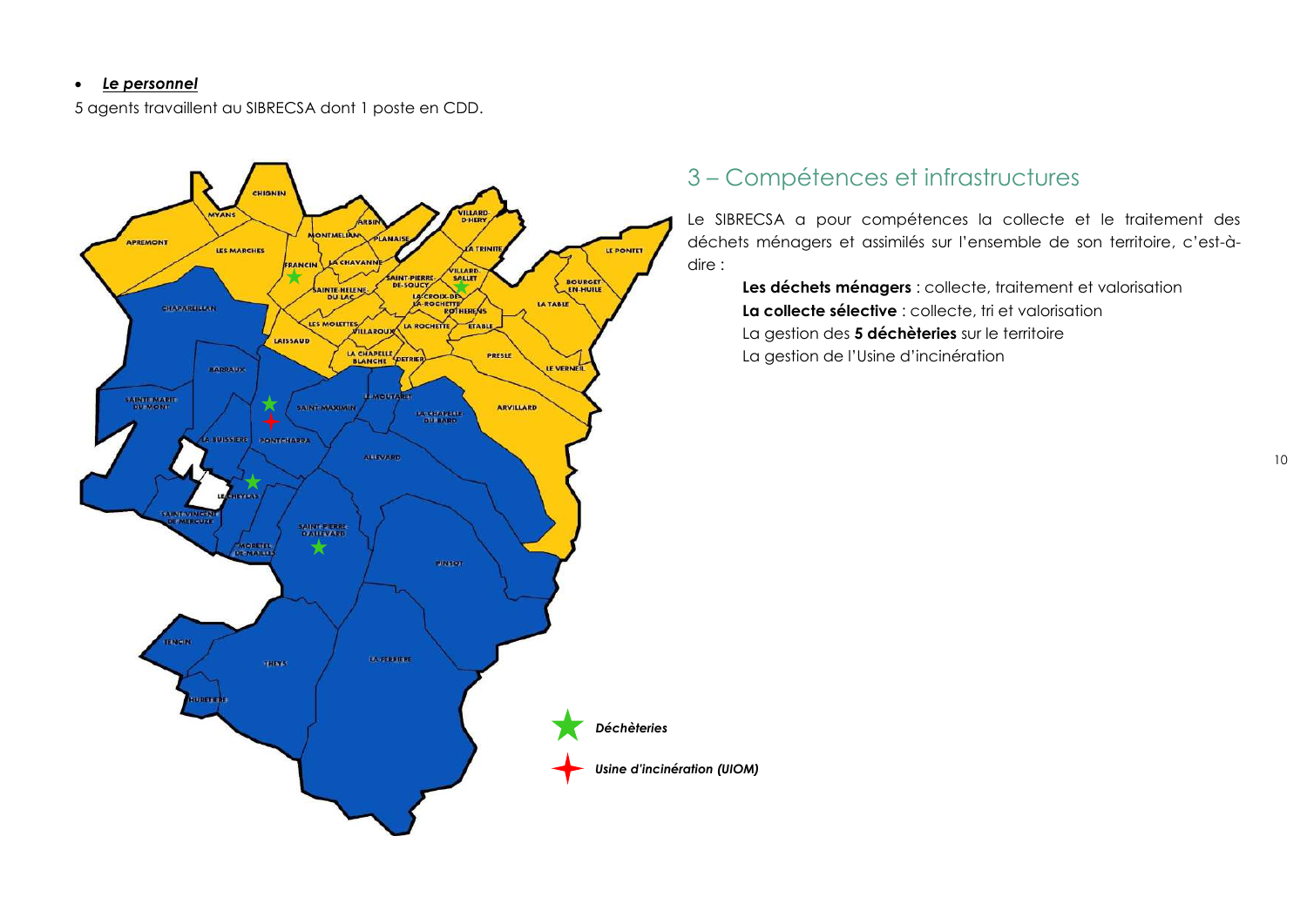- ***Le personnel***

5 agents travaillent au SIBRECSA dont 1 poste en CDD.

## 3 – Compétences et infrastructures

Le SIBRECSA a pour compétences la collecte et le traitement des déchets ménagers et assimilés sur l'ensemble de son territoire, c'est-à-dire :

**Les déchets ménagers** : collecte, traitement et valorisation
**La collecte sélective** : collecte, tri et valorisation
La gestion des **5 déchèteries** sur le territoire
La gestion de l'Usine d'incinération

*Déchèteries*

*Usine d'incinération (UIOM)*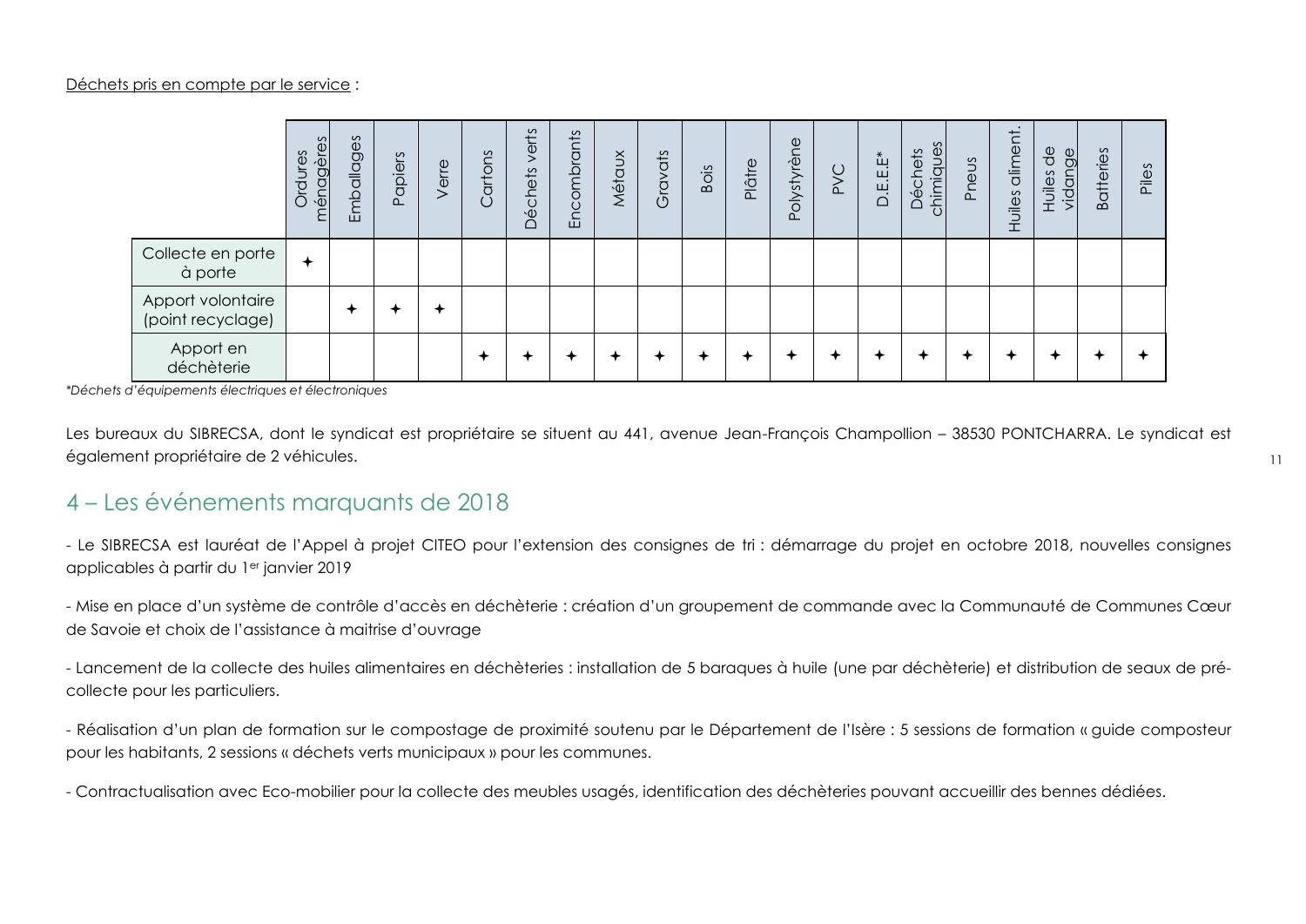Déchets pris en compte par le service :

| | Ordures ménagères | Emballages | Papiers | Verre | Cartons | Déchets verts | Encombrants | Métaux | Gravats | Bois | Plâtre | Polystyrène | PVC | D.E.E.E* | Déchets chimiques | Pneus | Huiles aliment. | Huiles de vidange | Batteries | Piles |
|---|---|---|---|---|---|---|---|---|---|---|---|---|---|---|---|---|---|---|---|---|
| Collecte en porte à porte | ✦ | | | | | | | | | | | | | | | | | | | |
| Apport volontaire (point recyclage) | | ✦ | ✦ | ✦ | | | | | | | | | | | | | | | | |
| Apport en déchèterie | | | | | ✦ | ✦ | ✦ | ✦ | ✦ | ✦ | ✦ | ✦ | ✦ | ✦ | ✦ | ✦ | ✦ | ✦ | ✦ | ✦ |

*\*Déchets d'équipements électriques et électroniques*

Les bureaux du SIBRECSA, dont le syndicat est propriétaire se situent au 441, avenue Jean-François Champollion – 38530 PONTCHARRA. Le syndicat est également propriétaire de 2 véhicules.

## 4 – Les événements marquants de 2018

- Le SIBRECSA est lauréat de l'Appel à projet CITEO pour l'extension des consignes de tri : démarrage du projet en octobre 2018, nouvelles consignes applicables à partir du 1er janvier 2019

- Mise en place d'un système de contrôle d'accès en déchèterie : création d'un groupement de commande avec la Communauté de Communes Cœur de Savoie et choix de l'assistance à maitrise d'ouvrage

- Lancement de la collecte des huiles alimentaires en déchèteries : installation de 5 baraques à huile (une par déchèterie) et distribution de seaux de pré-collecte pour les particuliers.

- Réalisation d'un plan de formation sur le compostage de proximité soutenu par le Département de l'Isère : 5 sessions de formation « guide composteur pour les habitants, 2 sessions « déchets verts municipaux » pour les communes.

- Contractualisation avec Eco-mobilier pour la collecte des meubles usagés, identification des déchèteries pouvant accueillir des bennes dédiées.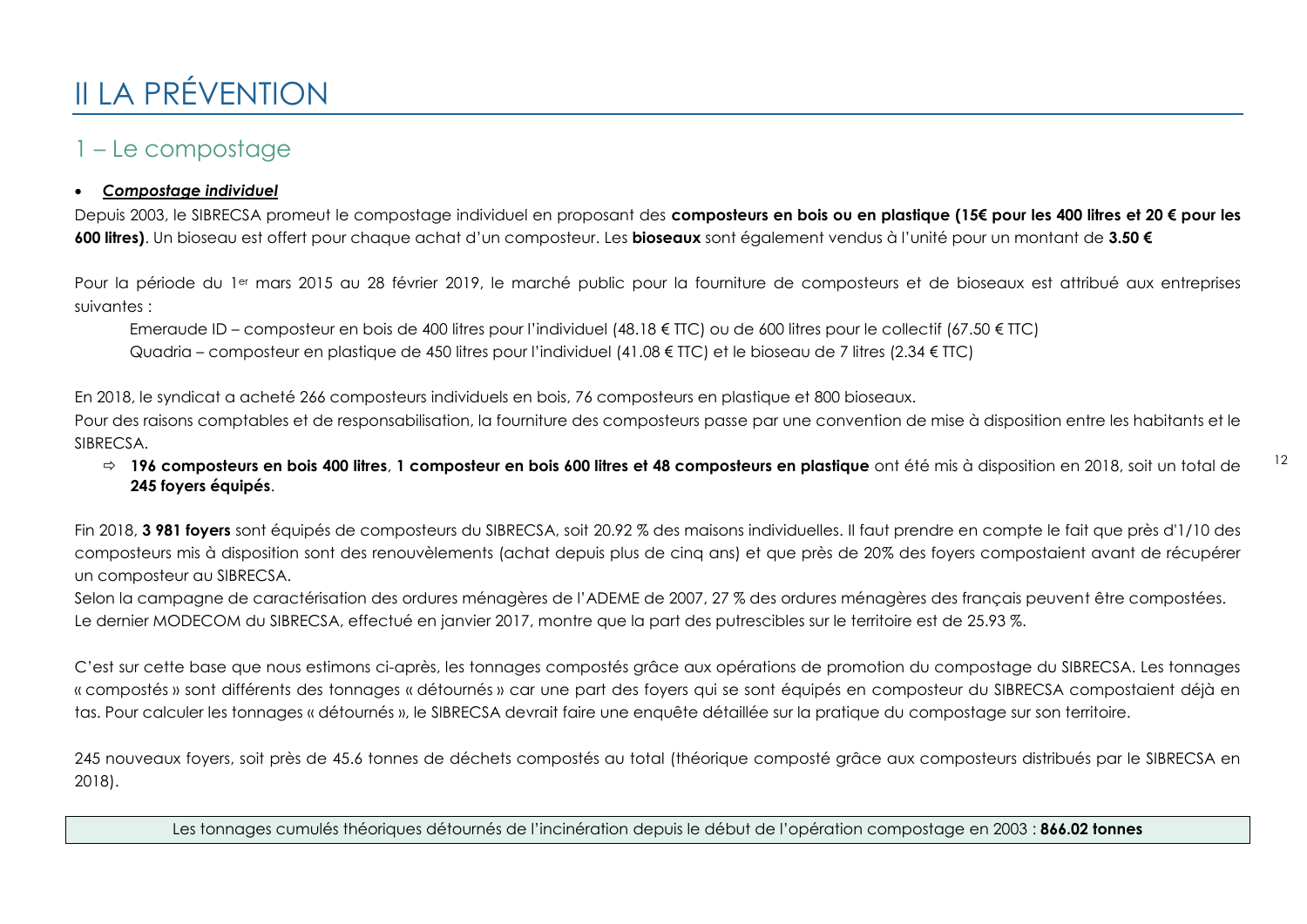# II LA PRÉVENTION

## 1 – Le compostage

- ***Compostage individuel***

Depuis 2003, le SIBRECSA promeut le compostage individuel en proposant des **composteurs en bois ou en plastique (15€ pour les 400 litres et 20 € pour les 600 litres)**. Un bioseau est offert pour chaque achat d'un composteur. Les **bioseaux** sont également vendus à l'unité pour un montant de **3.50 €**

Pour la période du 1er mars 2015 au 28 février 2019, le marché public pour la fourniture de composteurs et de bioseaux est attribué aux entreprises suivantes :

Emeraude ID – composteur en bois de 400 litres pour l'individuel (48.18 € TTC) ou de 600 litres pour le collectif (67.50 € TTC)
Quadria – composteur en plastique de 450 litres pour l'individuel (41.08 € TTC) et le bioseau de 7 litres (2.34 € TTC)

En 2018, le syndicat a acheté 266 composteurs individuels en bois, 76 composteurs en plastique et 800 bioseaux.
Pour des raisons comptables et de responsabilisation, la fourniture des composteurs passe par une convention de mise à disposition entre les habitants et le SIBRECSA.

- ⇨ **196 composteurs en bois 400 litres**, **1 composteur en bois 600 litres et 48 composteurs en plastique** ont été mis à disposition en 2018, soit un total de **245 foyers équipés**.

Fin 2018, **3 981 foyers** sont équipés de composteurs du SIBRECSA, soit 20.92 % des maisons individuelles. Il faut prendre en compte le fait que près d'1/10 des composteurs mis à disposition sont des renouvèlements (achat depuis plus de cinq ans) et que près de 20% des foyers compostaient avant de récupérer un composteur au SIBRECSA.
Selon la campagne de caractérisation des ordures ménagères de l'ADEME de 2007, 27 % des ordures ménagères des français peuvent être compostées.
Le dernier MODECOM du SIBRECSA, effectué en janvier 2017, montre que la part des putrescibles sur le territoire est de 25.93 %.

C'est sur cette base que nous estimons ci-après, les tonnages compostés grâce aux opérations de promotion du compostage du SIBRECSA. Les tonnages « compostés » sont différents des tonnages « détournés » car une part des foyers qui se sont équipés en composteur du SIBRECSA compostaient déjà en tas. Pour calculer les tonnages « détournés », le SIBRECSA devrait faire une enquête détaillée sur la pratique du compostage sur son territoire.

245 nouveaux foyers, soit près de 45.6 tonnes de déchets compostés au total (théorique composté grâce aux composteurs distribués par le SIBRECSA en 2018).

Les tonnages cumulés théoriques détournés de l'incinération depuis le début de l'opération compostage en 2003 : **866.02 tonnes**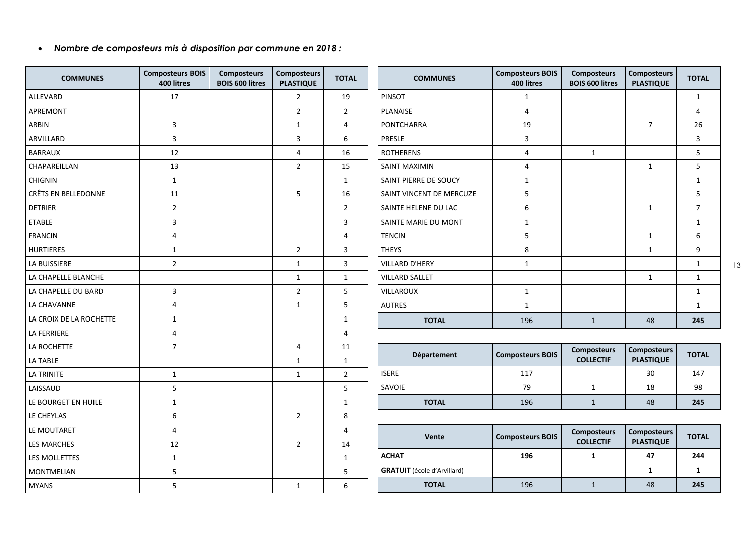- ***Nombre de composteurs mis à disposition par commune en 2018 :***

| COMMUNES | Composteurs BOIS 400 litres | Composteurs BOIS 600 litres | Composteurs PLASTIQUE | TOTAL |
|---|---|---|---|---|
| ALLEVARD | 17 | | 2 | 19 |
| APREMONT | | | 2 | 2 |
| ARBIN | 3 | | 1 | 4 |
| ARVILLARD | 3 | | 3 | 6 |
| BARRAUX | 12 | | 4 | 16 |
| CHAPAREILLAN | 13 | | 2 | 15 |
| CHIGNIN | 1 | | | 1 |
| CRÊTS EN BELLEDONNE | 11 | | 5 | 16 |
| DETRIER | 2 | | | 2 |
| ETABLE | 3 | | | 3 |
| FRANCIN | 4 | | | 4 |
| HURTIERES | 1 | | 2 | 3 |
| LA BUISSIERE | 2 | | 1 | 3 |
| LA CHAPELLE BLANCHE | | | 1 | 1 |
| LA CHAPELLE DU BARD | 3 | | 2 | 5 |
| LA CHAVANNE | 4 | | 1 | 5 |
| LA CROIX DE LA ROCHETTE | 1 | | | 1 |
| LA FERRIERE | 4 | | | 4 |
| LA ROCHETTE | 7 | | 4 | 11 |
| LA TABLE | | | 1 | 1 |
| LA TRINITE | 1 | | 1 | 2 |
| LAISSAUD | 5 | | | 5 |
| LE BOURGET EN HUILE | 1 | | | 1 |
| LE CHEYLAS | 6 | | 2 | 8 |
| LE MOUTARET | 4 | | | 4 |
| LES MARCHES | 12 | | 2 | 14 |
| LES MOLLETTES | 1 | | | 1 |
| MONTMELIAN | 5 | | | 5 |
| MYANS | 5 | | 1 | 6 |
| PINSOT | 1 | | | 1 |
| PLANAISE | 4 | | | 4 |
| PONTCHARRA | 19 | | 7 | 26 |
| PRESLE | 3 | | | 3 |
| ROTHERENS | 4 | 1 | | 5 |
| SAINT MAXIMIN | 4 | | 1 | 5 |
| SAINT PIERRE DE SOUCY | 1 | | | 1 |
| SAINT VINCENT DE MERCUZE | 5 | | | 5 |
| SAINTE HELENE DU LAC | 6 | | 1 | 7 |
| SAINTE MARIE DU MONT | 1 | | | 1 |
| TENCIN | 5 | | 1 | 6 |
| THEYS | 8 | | 1 | 9 |
| VILLARD D'HERY | 1 | | | 1 |
| VILLARD SALLET | | | 1 | 1 |
| VILLAROUX | 1 | | | 1 |
| AUTRES | 1 | | | 1 |
| **TOTAL** | 196 | 1 | 48 | **245** |

| Département | Composteurs BOIS | Composteurs COLLECTIF | Composteurs PLASTIQUE | TOTAL |
|---|---|---|---|---|
| ISERE | 117 | | 30 | 147 |
| SAVOIE | 79 | 1 | 18 | 98 |
| **TOTAL** | 196 | 1 | 48 | **245** |

| Vente | Composteurs BOIS | Composteurs COLLECTIF | Composteurs PLASTIQUE | TOTAL |
|---|---|---|---|---|
| **ACHAT** | **196** | **1** | **47** | **244** |
| **GRATUIT** (école d'Arvillard) | | | **1** | **1** |
| **TOTAL** | 196 | 1 | 48 | **245** |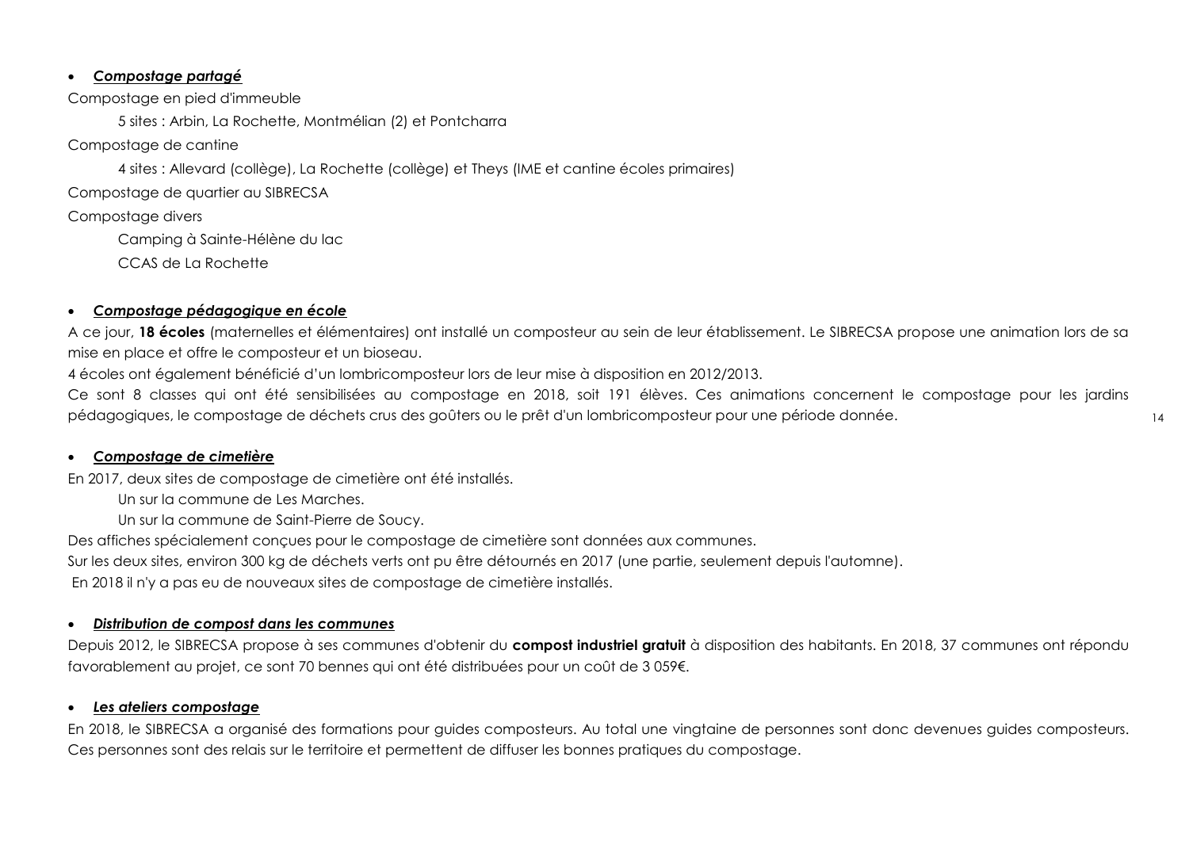- ***Compostage partagé***

Compostage en pied d'immeuble

5 sites : Arbin, La Rochette, Montmélian (2) et Pontcharra

Compostage de cantine

4 sites : Allevard (collège), La Rochette (collège) et Theys (IME et cantine écoles primaires)

Compostage de quartier au SIBRECSA

Compostage divers

Camping à Sainte-Hélène du lac

CCAS de La Rochette

- ***Compostage pédagogique en école***

A ce jour, **18 écoles** (maternelles et élémentaires) ont installé un composteur au sein de leur établissement. Le SIBRECSA propose une animation lors de sa mise en place et offre le composteur et un bioseau.

4 écoles ont également bénéficié d'un lombricomposteur lors de leur mise à disposition en 2012/2013.

Ce sont 8 classes qui ont été sensibilisées au compostage en 2018, soit 191 élèves. Ces animations concernent le compostage pour les jardins pédagogiques, le compostage de déchets crus des goûters ou le prêt d'un lombricomposteur pour une période donnée.

- ***Compostage de cimetière***

En 2017, deux sites de compostage de cimetière ont été installés.

Un sur la commune de Les Marches.

Un sur la commune de Saint-Pierre de Soucy.

Des affiches spécialement conçues pour le compostage de cimetière sont données aux communes.

Sur les deux sites, environ 300 kg de déchets verts ont pu être détournés en 2017 (une partie, seulement depuis l'automne).

En 2018 il n'y a pas eu de nouveaux sites de compostage de cimetière installés.

- ***Distribution de compost dans les communes***

Depuis 2012, le SIBRECSA propose à ses communes d'obtenir du **compost industriel gratuit** à disposition des habitants. En 2018, 37 communes ont répondu favorablement au projet, ce sont 70 bennes qui ont été distribuées pour un coût de 3 059€.

- ***Les ateliers compostage***

En 2018, le SIBRECSA a organisé des formations pour guides composteurs. Au total une vingtaine de personnes sont donc devenues guides composteurs. Ces personnes sont des relais sur le territoire et permettent de diffuser les bonnes pratiques du compostage.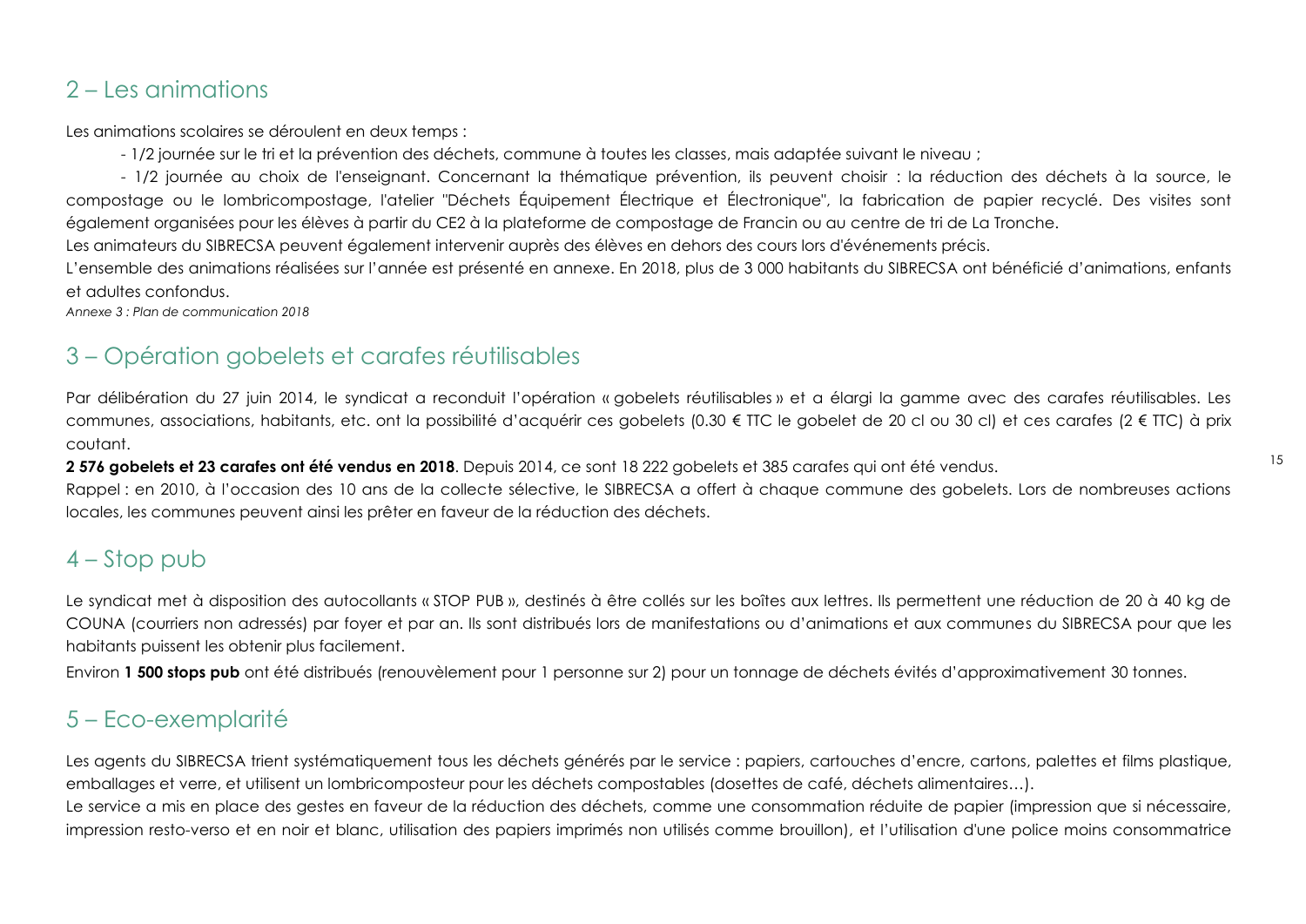## 2 – Les animations

Les animations scolaires se déroulent en deux temps :

- 1/2 journée sur le tri et la prévention des déchets, commune à toutes les classes, mais adaptée suivant le niveau ;
- 1/2 journée au choix de l'enseignant. Concernant la thématique prévention, ils peuvent choisir : la réduction des déchets à la source, le compostage ou le lombricompostage, l'atelier "Déchets Équipement Électrique et Électronique", la fabrication de papier recyclé. Des visites sont également organisées pour les élèves à partir du CE2 à la plateforme de compostage de Francin ou au centre de tri de La Tronche.

Les animateurs du SIBRECSA peuvent également intervenir auprès des élèves en dehors des cours lors d'événements précis.

L'ensemble des animations réalisées sur l'année est présenté en annexe. En 2018, plus de 3 000 habitants du SIBRECSA ont bénéficié d'animations, enfants et adultes confondus.

*Annexe 3 : Plan de communication 2018*

## 3 – Opération gobelets et carafes réutilisables

Par délibération du 27 juin 2014, le syndicat a reconduit l'opération « gobelets réutilisables » et a élargi la gamme avec des carafes réutilisables. Les communes, associations, habitants, etc. ont la possibilité d'acquérir ces gobelets (0.30 € TTC le gobelet de 20 cl ou 30 cl) et ces carafes (2 € TTC) à prix coutant.

**2 576 gobelets et 23 carafes ont été vendus en 2018**. Depuis 2014, ce sont 18 222 gobelets et 385 carafes qui ont été vendus.

Rappel : en 2010, à l'occasion des 10 ans de la collecte sélective, le SIBRECSA a offert à chaque commune des gobelets. Lors de nombreuses actions locales, les communes peuvent ainsi les prêter en faveur de la réduction des déchets.

## 4 – Stop pub

Le syndicat met à disposition des autocollants « STOP PUB », destinés à être collés sur les boîtes aux lettres. Ils permettent une réduction de 20 à 40 kg de COUNA (courriers non adressés) par foyer et par an. Ils sont distribués lors de manifestations ou d'animations et aux communes du SIBRECSA pour que les habitants puissent les obtenir plus facilement.

Environ **1 500 stops pub** ont été distribués (renouvèlement pour 1 personne sur 2) pour un tonnage de déchets évités d'approximativement 30 tonnes.

## 5 – Eco-exemplarité

Les agents du SIBRECSA trient systématiquement tous les déchets générés par le service : papiers, cartouches d'encre, cartons, palettes et films plastique, emballages et verre, et utilisent un lombricomposteur pour les déchets compostables (dosettes de café, déchets alimentaires…).

Le service a mis en place des gestes en faveur de la réduction des déchets, comme une consommation réduite de papier (impression que si nécessaire, impression resto-verso et en noir et blanc, utilisation des papiers imprimés non utilisés comme brouillon), et l'utilisation d'une police moins consommatrice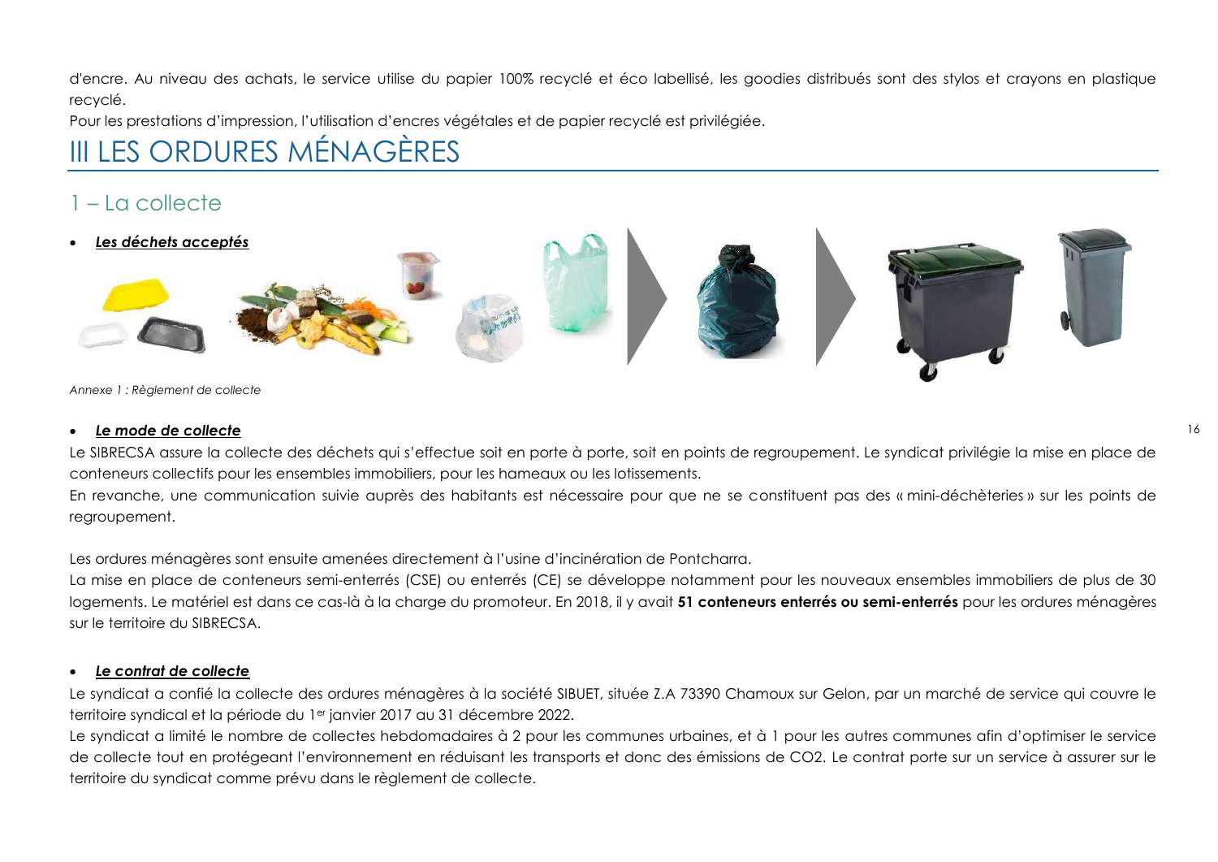d'encre. Au niveau des achats, le service utilise du papier 100% recyclé et éco labellisé, les goodies distribués sont des stylos et crayons en plastique recyclé.

Pour les prestations d'impression, l'utilisation d'encres végétales et de papier recyclé est privilégiée.

# III LES ORDURES MÉNAGÈRES

## 1 – La collecte

- ***Les déchets acceptés***

*Annexe 1 : Règlement de collecte*

- ***Le mode de collecte***

Le SIBRECSA assure la collecte des déchets qui s'effectue soit en porte à porte, soit en points de regroupement. Le syndicat privilégie la mise en place de conteneurs collectifs pour les ensembles immobiliers, pour les hameaux ou les lotissements.

En revanche, une communication suivie auprès des habitants est nécessaire pour que ne se constituent pas des « mini-déchèteries » sur les points de regroupement.

Les ordures ménagères sont ensuite amenées directement à l'usine d'incinération de Pontcharra.

La mise en place de conteneurs semi-enterrés (CSE) ou enterrés (CE) se développe notamment pour les nouveaux ensembles immobiliers de plus de 30 logements. Le matériel est dans ce cas-là à la charge du promoteur. En 2018, il y avait **51 conteneurs enterrés ou semi-enterrés** pour les ordures ménagères sur le territoire du SIBRECSA.

- ***Le contrat de collecte***

Le syndicat a confié la collecte des ordures ménagères à la société SIBUET, située Z.A 73390 Chamoux sur Gelon, par un marché de service qui couvre le territoire syndical et la période du 1er janvier 2017 au 31 décembre 2022.

Le syndicat a limité le nombre de collectes hebdomadaires à 2 pour les communes urbaines, et à 1 pour les autres communes afin d'optimiser le service de collecte tout en protégeant l'environnement en réduisant les transports et donc des émissions de $CO_2$. Le contrat porte sur un service à assurer sur le territoire du syndicat comme prévu dans le règlement de collecte.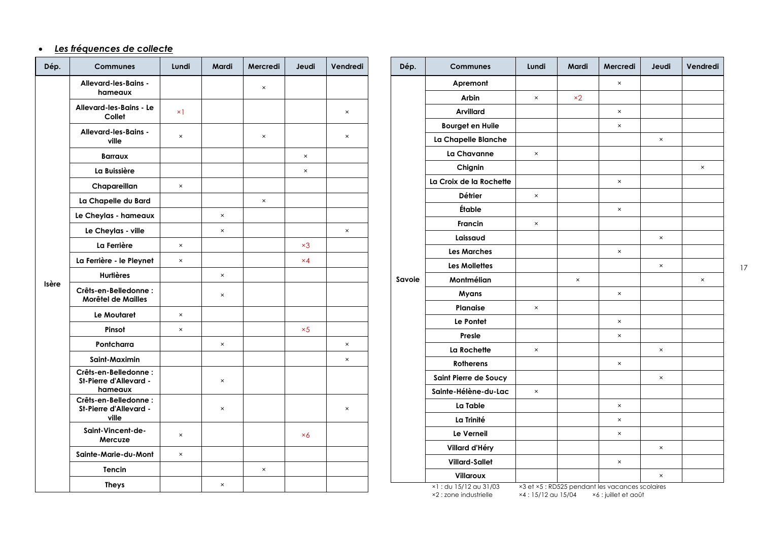- ***Les fréquences de collecte***

| Dép. | Communes | Lundi | Mardi | Mercredi | Jeudi | Vendredi |
|---|---|---|---|---|---|---|
| Isère | Allevard-les-Bains - hameaux | | | × | | |
| | Allevard-les-Bains - Le Collet | ×1 | | | | × |
| | Allevard-les-Bains - ville | × | | × | | × |
| | Barraux | | | | × | |
| | La Buissière | | | | × | |
| | Chapareillan | × | | | | |
| | La Chapelle du Bard | | | × | | |
| | Le Cheylas - hameaux | | × | | | |
| | Le Cheylas - ville | | × | | | × |
| | La Ferrière | × | | | ×3 | |
| | La Ferrière - le Pleynet | × | | | ×4 | |
| | Hurtières | | × | | | |
| | Crêts-en-Belledonne : Morêtel de Mailles | | × | | | |
| | Le Moutaret | × | | | | |
| | Pinsot | × | | | ×5 | |
| | Pontcharra | | × | | | × |
| | Saint-Maximin | | | | | × |
| | Crêts-en-Belledonne : St-Pierre d'Allevard - hameaux | | × | | | |
| | Crêts-en-Belledonne : St-Pierre d'Allevard - ville | | × | | | × |
| | Saint-Vincent-de-Mercuze | × | | | ×6 | |
| | Sainte-Marie-du-Mont | × | | | | |
| | Tencin | | | × | | |
| | Theys | | × | | | |

| Dép. | Communes | Lundi | Mardi | Mercredi | Jeudi | Vendredi |
|---|---|---|---|---|---|---|
| Savoie | Apremont | | | × | | |
| | Arbin | × | ×2 | | | |
| | Arvillard | | | × | | |
| | Bourget en Huile | | | × | | |
| | La Chapelle Blanche | | | | × | |
| | La Chavanne | × | | | | |
| | Chignin | | | | | × |
| | La Croix de la Rochette | | | × | | |
| | Détrier | × | | | | |
| | Étable | | | × | | |
| | Francin | × | | | | |
| | Laissaud | | | | × | |
| | Les Marches | | | × | | |
| | Les Mollettes | | | | × | |
| | Montmélian | | × | | | × |
| | Myans | | | × | | |
| | Planaise | × | | | | |
| | Le Pontet | | | × | | |
| | Presle | | | × | | |
| | La Rochette | × | | | × | |
| | Rotherens | | | × | | |
| | Saint Pierre de Soucy | | | | × | |
| | Sainte-Hélène-du-Lac | × | | | | |
| | La Table | | | × | | |
| | La Trinité | | | × | | |
| | Le Verneil | | | × | | |
| | Villard d'Héry | | | | × | |
| | Villard-Sallet | | | × | | |
| | Villaroux | | | | × | |

×1 : du 15/12 au 31/03
×2 : zone industrielle
×3 et ×5 : RD525 pendant les vacances scolaires
×4 : 15/12 au 15/04
×6 : juillet et août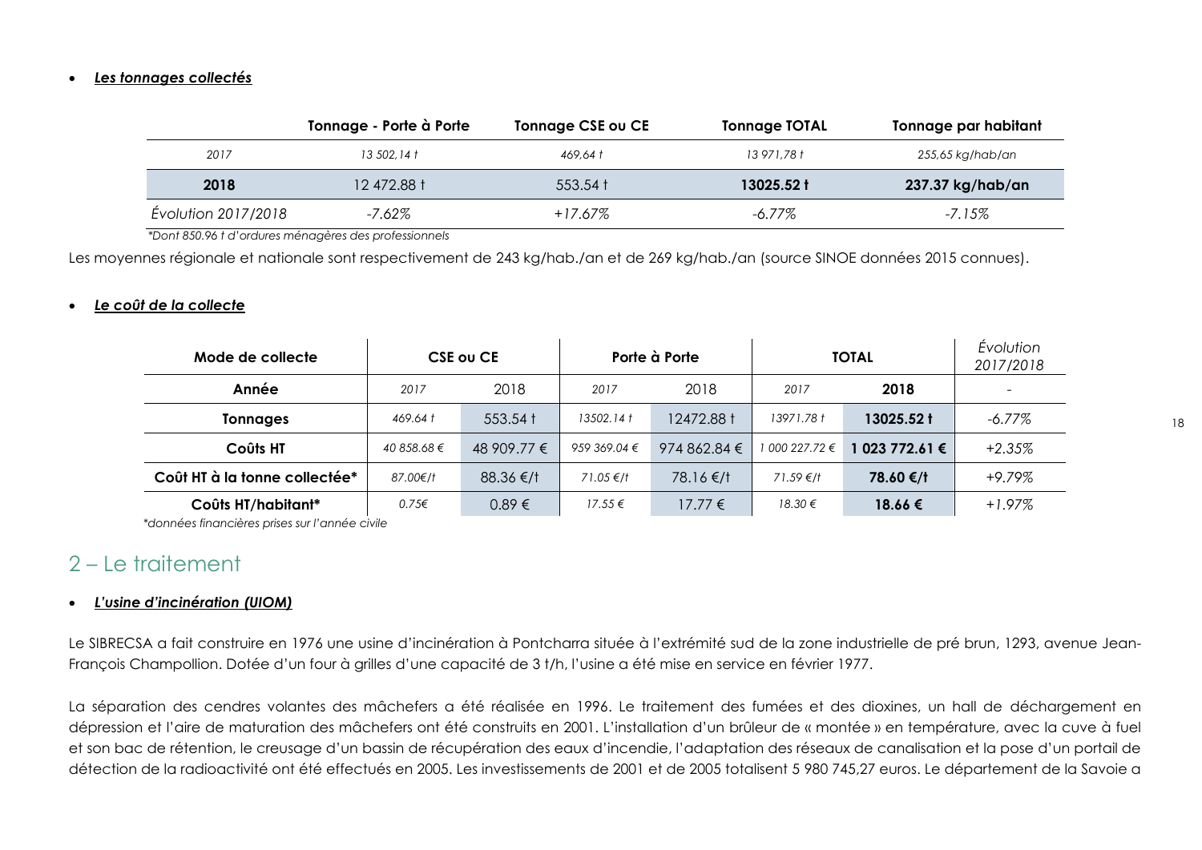- ***Les tonnages collectés***

| | Tonnage - Porte à Porte | Tonnage CSE ou CE | Tonnage TOTAL | Tonnage par habitant |
|---|---|---|---|---|
| *2017* | *13 502,14 t* | *469,64 t* | *13 971,78 t* | *255,65 kg/hab/an* |
| **2018** | 12 472.88 t | 553.54 t | **13025.52 t** | **237.37 kg/hab/an** |
| *Évolution 2017/2018* | *-7.62%* | *+17.67%* | *-6.77%* | *-7.15%* |

*\*Dont 850.96 t d'ordures ménagères des professionnels*

Les moyennes régionale et nationale sont respectivement de 243 kg/hab./an et de 269 kg/hab./an (source SINOE données 2015 connues).

- ***Le coût de la collecte***

| Mode de collecte | CSE ou CE | | Porte à Porte | | TOTAL | | *Évolution 2017/2018* |
|---|---|---|---|---|---|---|---|
| **Année** | *2017* | 2018 | *2017* | 2018 | *2017* | **2018** | - |
| **Tonnages** | *469.64 t* | 553.54 t | *13502.14 t* | 12472.88 t | *13971.78 t* | **13025.52 t** | *-6.77%* |
| **Coûts HT** | *40 858.68 €* | 48 909.77 € | *959 369.04 €* | 974 862.84 € | *1 000 227.72 €* | **1 023 772.61 €** | *+2.35%* |
| **Coût HT à la tonne collectée\*** | *87.00€/t* | 88.36 €/t | *71.05 €/t* | 78.16 €/t | *71.59 €/t* | **78.60 €/t** | *+9.79%* |
| **Coûts HT/habitant\*** | *0.75€* | 0.89 € | *17.55 €* | 17.77 € | *18.30 €* | **18.66 €** | *+1.97%* |

*\*données financières prises sur l'année civile*

## 2 – Le traitement

- ***L'usine d'incinération (UIOM)***

Le SIBRECSA a fait construire en 1976 une usine d'incinération à Pontcharra située à l'extrémité sud de la zone industrielle de pré brun, 1293, avenue Jean-François Champollion. Dotée d'un four à grilles d'une capacité de 3 t/h, l'usine a été mise en service en février 1977.

La séparation des cendres volantes des mâchefers a été réalisée en 1996. Le traitement des fumées et des dioxines, un hall de déchargement en dépression et l'aire de maturation des mâchefers ont été construits en 2001. L'installation d'un brûleur de « montée » en température, avec la cuve à fuel et son bac de rétention, le creusage d'un bassin de récupération des eaux d'incendie, l'adaptation des réseaux de canalisation et la pose d'un portail de détection de la radioactivité ont été effectués en 2005. Les investissements de 2001 et de 2005 totalisent 5 980 745,27 euros. Le département de la Savoie a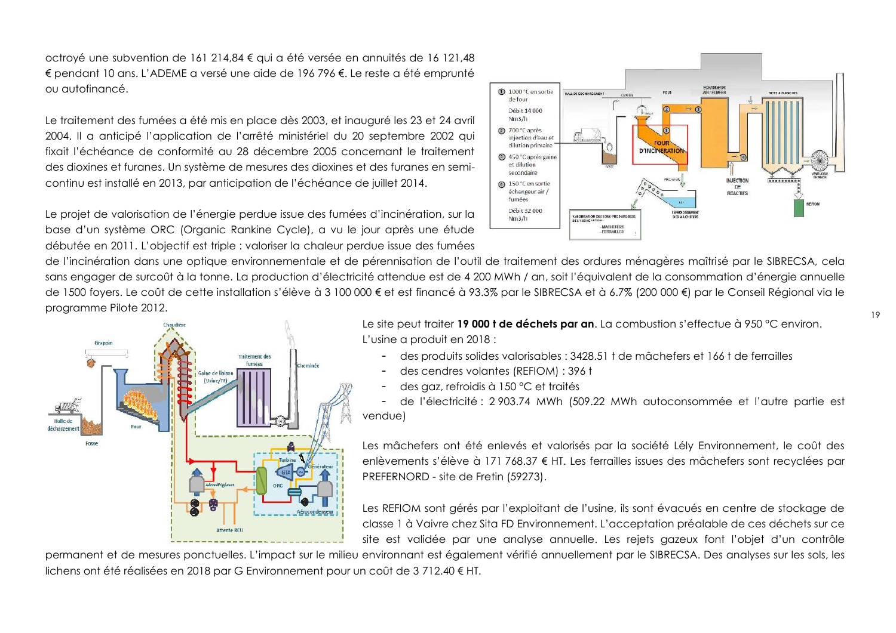octroyé une subvention de 161 214,84 € qui a été versée en annuités de 16 121,48 € pendant 10 ans. L'ADEME a versé une aide de 196 796 €. Le reste a été emprunté ou autofinancé.

Le traitement des fumées a été mis en place dès 2003, et inauguré les 23 et 24 avril 2004. Il a anticipé l'application de l'arrêté ministériel du 20 septembre 2002 qui fixait l'échéance de conformité au 28 décembre 2005 concernant le traitement des dioxines et furanes. Un système de mesures des dioxines et des furanes en semi-continu est installé en 2013, par anticipation de l'échéance de juillet 2014.

Le projet de valorisation de l'énergie perdue issue des fumées d'incinération, sur la base d'un système ORC (Organic Rankine Cycle), a vu le jour après une étude débutée en 2011. L'objectif est triple : valoriser la chaleur perdue issue des fumées de l'incinération dans une optique environnementale et de pérennisation de l'outil de traitement des ordures ménagères maîtrisé par le SIBRECSA, cela sans engager de surcoût à la tonne. La production d'électricité attendue est de 4 200 MWh / an, soit l'équivalent de la consommation d'énergie annuelle de 1500 foyers. Le coût de cette installation s'élève à 3 100 000 € et est financé à 93.3% par le SIBRECSA et à 6.7% (200 000 €) par le Conseil Régional via le programme Pilote 2012.

Le site peut traiter **19 000 t de déchets par an**. La combustion s'effectue à 950 °C environ. L'usine a produit en 2018 :

- des produits solides valorisables : 3428.51 t de mâchefers et 166 t de ferrailles
- des cendres volantes (REFIOM) : 396 t
- des gaz, refroidis à 150 °C et traités
- de l'électricité : 2 903.74 MWh (509.22 MWh autoconsommée et l'autre partie est vendue)

Les mâchefers ont été enlevés et valorisés par la société Lély Environnement, le coût des enlèvements s'élève à 171 768.37 € HT. Les ferrailles issues des mâchefers sont recyclées par PREFERNORD - site de Fretin (59273).

Les REFIOM sont gérés par l'exploitant de l'usine, ils sont évacués en centre de stockage de classe 1 à Vaivre chez Sita FD Environnement. L'acceptation préalable de ces déchets sur ce site est validée par une analyse annuelle. Les rejets gazeux font l'objet d'un contrôle permanent et de mesures ponctuelles. L'impact sur le milieu environnant est également vérifié annuellement par le SIBRECSA. Des analyses sur les sols, les lichens ont été réalisées en 2018 par G Environnement pour un coût de 3 712.40 € HT.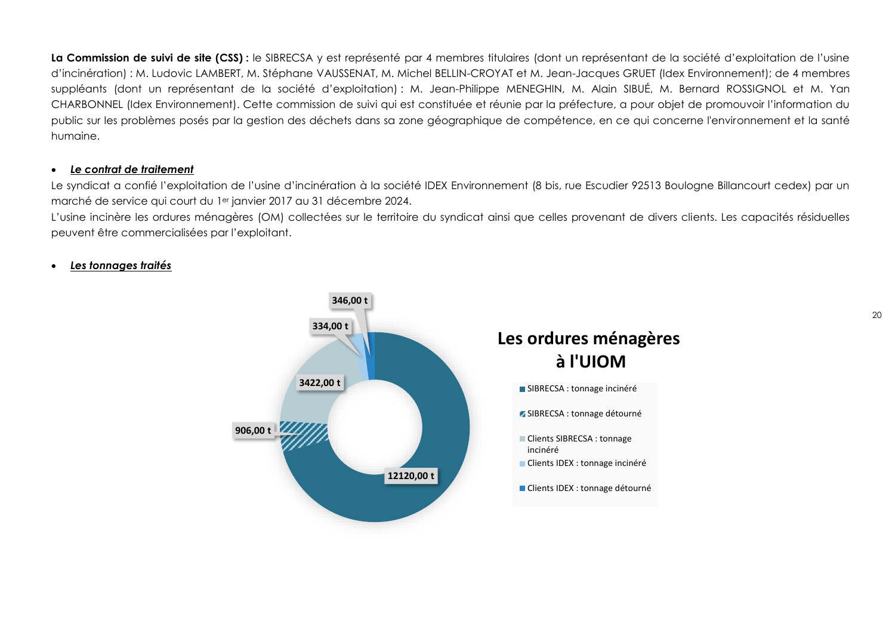**La Commission de suivi de site (CSS) :** le SIBRECSA y est représenté par 4 membres titulaires (dont un représentant de la société d'exploitation de l'usine d'incinération) : M. Ludovic LAMBERT, M. Stéphane VAUSSENAT, M. Michel BELLIN-CROYAT et M. Jean-Jacques GRUET (Idex Environnement); de 4 membres suppléants (dont un représentant de la société d'exploitation) : M. Jean-Philippe MENEGHIN, M. Alain SIBUÉ, M. Bernard ROSSIGNOL et M. Yan CHARBONNEL (Idex Environnement). Cette commission de suivi qui est constituée et réunie par la préfecture, a pour objet de promouvoir l'information du public sur les problèmes posés par la gestion des déchets dans sa zone géographique de compétence, en ce qui concerne l'environnement et la santé humaine.

- ***Le contrat de traitement***

Le syndicat a confié l'exploitation de l'usine d'incinération à la société IDEX Environnement (8 bis, rue Escudier 92513 Boulogne Billancourt cedex) par un marché de service qui court du 1er janvier 2017 au 31 décembre 2024.

L'usine incinère les ordures ménagères (OM) collectées sur le territoire du syndicat ainsi que celles provenant de divers clients. Les capacités résiduelles peuvent être commercialisées par l'exploitant.

- ***Les tonnages traités***

**Les ordures ménagères à l'UIOM**

| Catégorie | Tonnage |
| --- | --- |
| SIBRECSA : tonnage incinéré | 12120,00 t |
| SIBRECSA : tonnage détourné | 906,00 t |
| Clients SIBRECSA : tonnage incinéré | 3422,00 t |
| Clients IDEX : tonnage incinéré | 334,00 t |
| Clients IDEX : tonnage détourné | 346,00 t |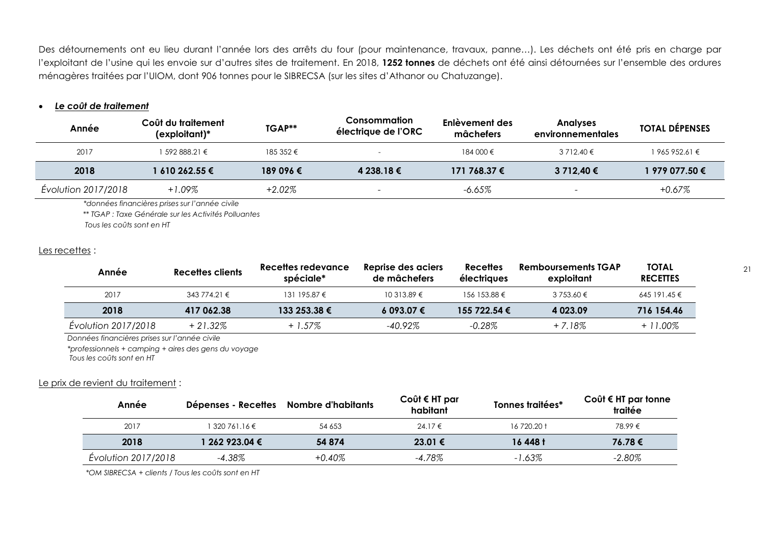Des détournements ont eu lieu durant l'année lors des arrêts du four (pour maintenance, travaux, panne…). Les déchets ont été pris en charge par l'exploitant de l'usine qui les envoie sur d'autres sites de traitement. En 2018, **1252 tonnes** de déchets ont été ainsi détournées sur l'ensemble des ordures ménagères traitées par l'UIOM, dont 906 tonnes pour le SIBRECSA (sur les sites d'Athanor ou Chatuzange).

- ***Le coût de traitement***

| Année | Coût du traitement (exploitant)* | TGAP** | Consommation électrique de l'ORC | Enlèvement des mâchefers | Analyses environnementales | TOTAL DÉPENSES |
|---|---|---|---|---|---|---|
| 2017 | 1 592 888.21 € | 185 352 € | - | 184 000 € | 3 712.40 € | 1 965 952.61 € |
| **2018** | **1 610 262.55 €** | **189 096 €** | **4 238.18 €** | **171 768.37 €** | **3 712,40 €** | **1 979 077.50 €** |
| *Évolution 2017/2018* | *+1.09%* | *+2.02%* | - | *-6.65%* | - | *+0.67%* |

*\*données financières prises sur l'année civile*

*\*\* TGAP : Taxe Générale sur les Activités Polluantes*

*Tous les coûts sont en HT*

Les recettes :

| Année | Recettes clients | Recettes redevance spéciale* | Reprise des aciers de mâchefers | Recettes électriques | Remboursements TGAP exploitant | TOTAL RECETTES |
|---|---|---|---|---|---|---|
| 2017 | 343 774.21 € | 131 195.87 € | 10 313.89 € | 156 153.88 € | 3 753.60 € | 645 191.45 € |
| **2018** | **417 062.38** | **133 253.38 €** | **6 093.07 €** | **155 722.54 €** | **4 023.09** | **716 154.46** |
| *Évolution 2017/2018* | *+ 21.32%* | *+ 1.57%* | *-40.92%* | *-0.28%* | *+ 7.18%* | *+ 11.00%* |

*Données financières prises sur l'année civile*

*\*professionnels + camping + aires des gens du voyage*

*Tous les coûts sont en HT*

Le prix de revient du traitement :

| Année | Dépenses - Recettes | Nombre d'habitants | Coût € HT par habitant | Tonnes traitées* | Coût € HT par tonne traitée |
|---|---|---|---|---|---|
| 2017 | 1 320 761.16 € | 54 653 | 24.17 € | 16 720.20 t | 78.99 € |
| **2018** | **1 262 923.04 €** | **54 874** | **23.01 €** | **16 448 t** | **76.78 €** |
| *Évolution 2017/2018* | *-4.38%* | *+0.40%* | *-4.78%* | *-1.63%* | *-2.80%* |

*\*OM SIBRECSA + clients / Tous les coûts sont en HT*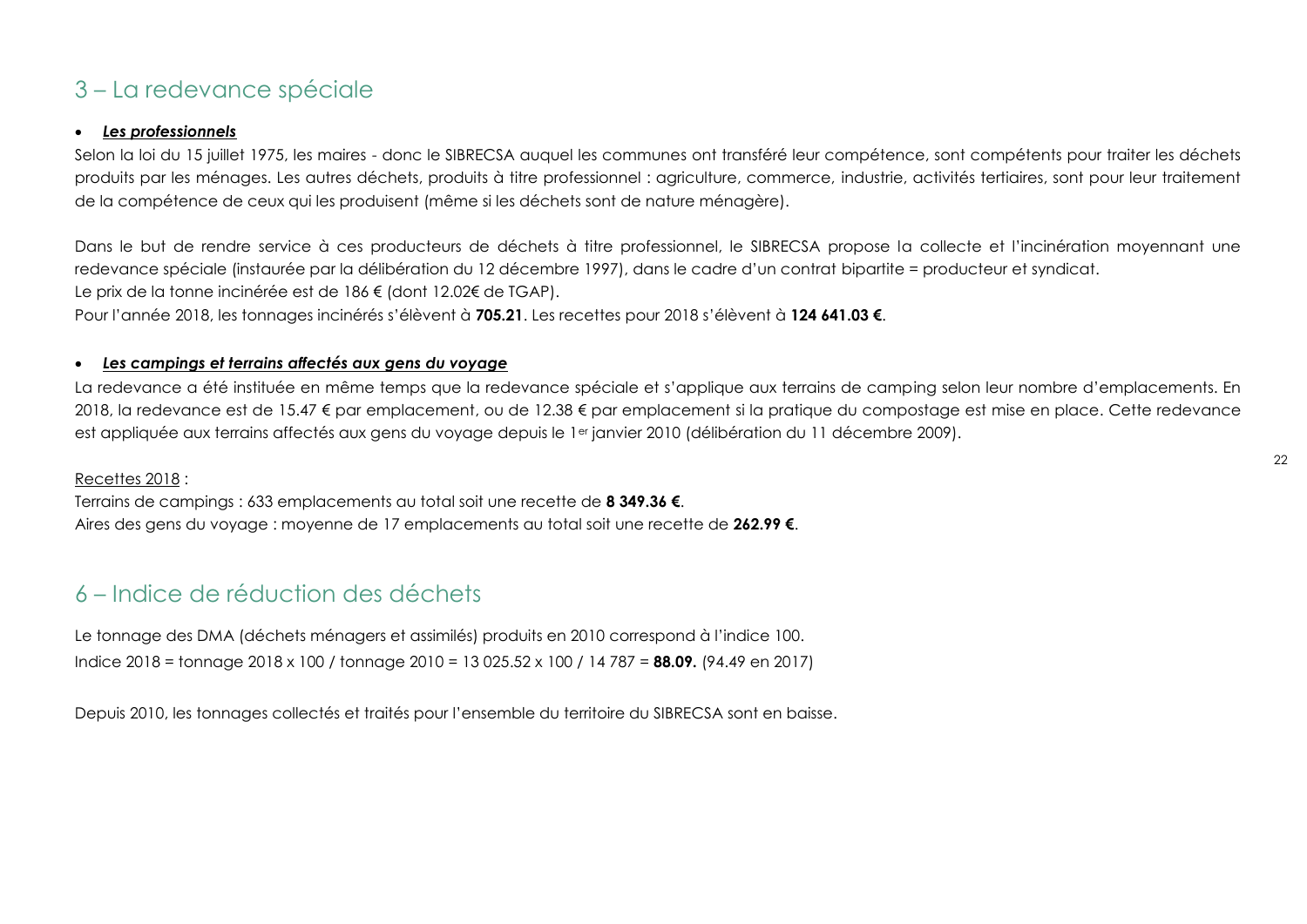## 3 – La redevance spéciale

- ***Les professionnels***

Selon la loi du 15 juillet 1975, les maires - donc le SIBRECSA auquel les communes ont transféré leur compétence, sont compétents pour traiter les déchets produits par les ménages. Les autres déchets, produits à titre professionnel : agriculture, commerce, industrie, activités tertiaires, sont pour leur traitement de la compétence de ceux qui les produisent (même si les déchets sont de nature ménagère).

Dans le but de rendre service à ces producteurs de déchets à titre professionnel, le SIBRECSA propose la collecte et l'incinération moyennant une redevance spéciale (instaurée par la délibération du 12 décembre 1997), dans le cadre d'un contrat bipartite = producteur et syndicat.
Le prix de la tonne incinérée est de 186 € (dont 12.02€ de TGAP).
Pour l'année 2018, les tonnages incinérés s'élèvent à **705.21**. Les recettes pour 2018 s'élèvent à **124 641.03 €**.

- ***Les campings et terrains affectés aux gens du voyage***

La redevance a été instituée en même temps que la redevance spéciale et s'applique aux terrains de camping selon leur nombre d'emplacements. En 2018, la redevance est de 15.47 € par emplacement, ou de 12.38 € par emplacement si la pratique du compostage est mise en place. Cette redevance est appliquée aux terrains affectés aux gens du voyage depuis le 1er janvier 2010 (délibération du 11 décembre 2009).

Recettes 2018 :
Terrains de campings : 633 emplacements au total soit une recette de **8 349.36 €**.
Aires des gens du voyage : moyenne de 17 emplacements au total soit une recette de **262.99 €**.

## 6 – Indice de réduction des déchets

Le tonnage des DMA (déchets ménagers et assimilés) produits en 2010 correspond à l'indice 100.
Indice 2018 = tonnage 2018 x 100 / tonnage 2010 = 13 025.52 x 100 / 14 787 = **88.09.** (94.49 en 2017)

Depuis 2010, les tonnages collectés et traités pour l'ensemble du territoire du SIBRECSA sont en baisse.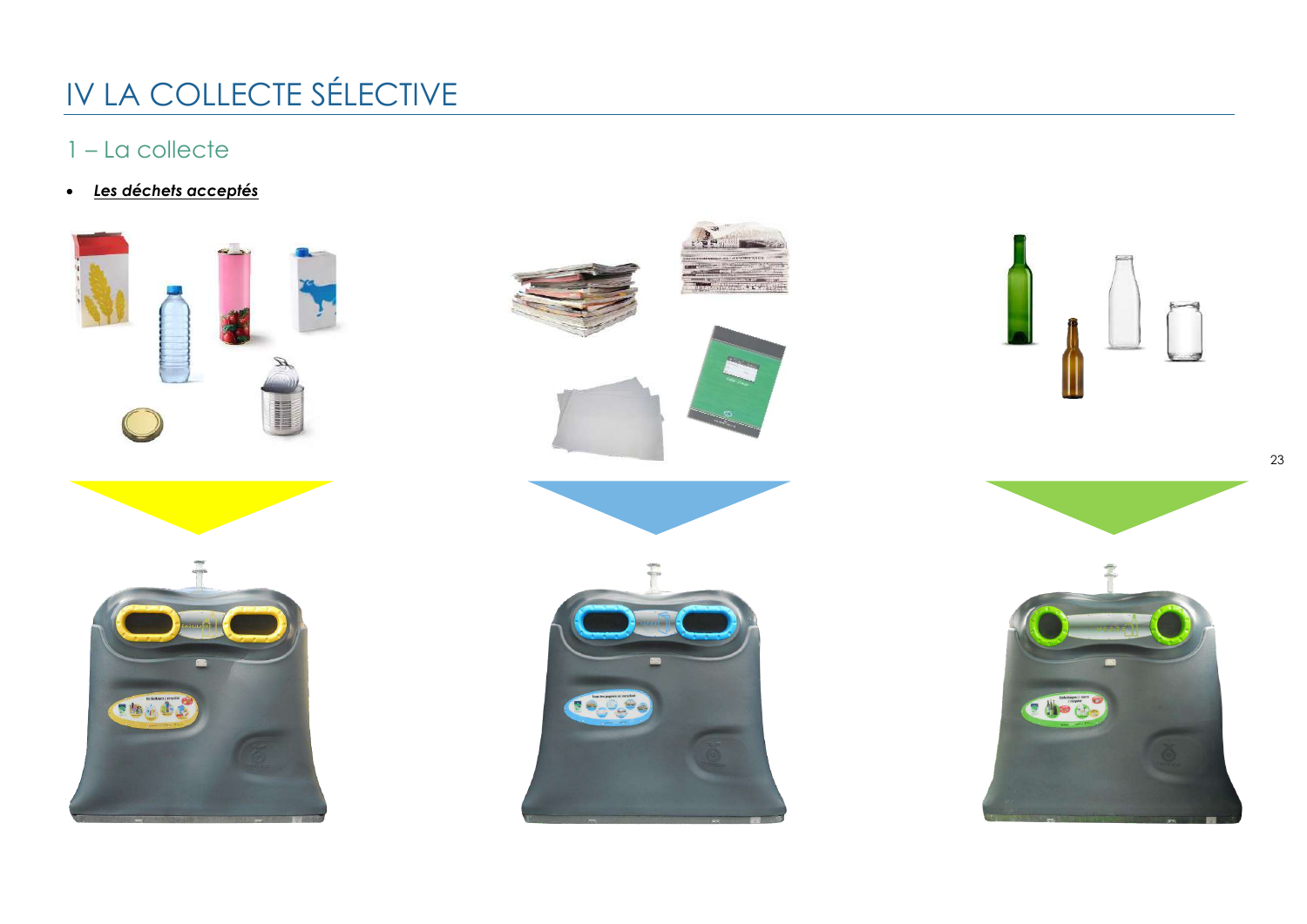# IV LA COLLECTE SÉLECTIVE

## 1 – La collecte

- ***Les déchets acceptés***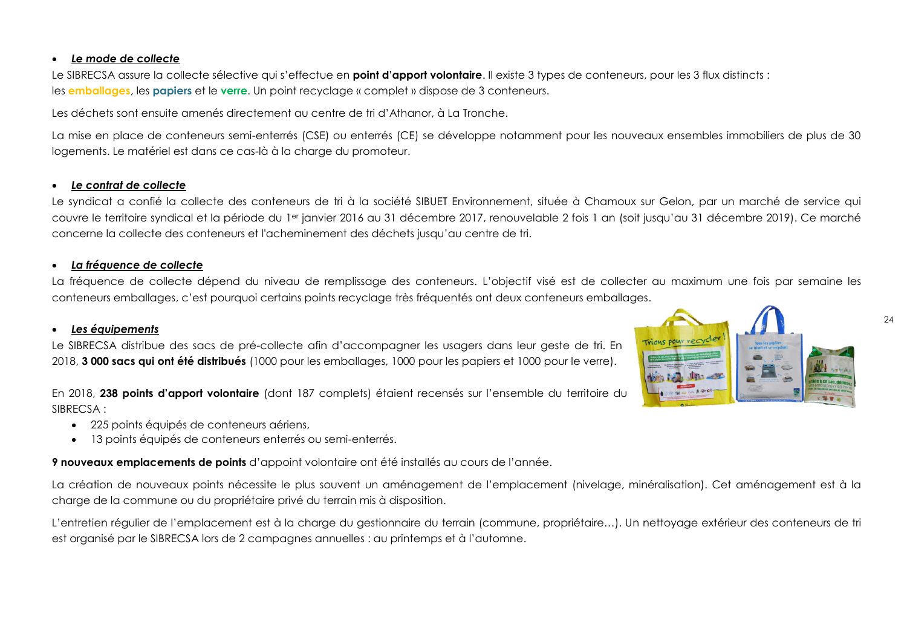- ***Le mode de collecte***

Le SIBRECSA assure la collecte sélective qui s'effectue en **point d'apport volontaire**. Il existe 3 types de conteneurs, pour les 3 flux distincts : les **emballages**, les **papiers** et le **verre**. Un point recyclage « complet » dispose de 3 conteneurs.

Les déchets sont ensuite amenés directement au centre de tri d'Athanor, à La Tronche.

La mise en place de conteneurs semi-enterrés (CSE) ou enterrés (CE) se développe notamment pour les nouveaux ensembles immobiliers de plus de 30 logements. Le matériel est dans ce cas-là à la charge du promoteur.

- ***Le contrat de collecte***

Le syndicat a confié la collecte des conteneurs de tri à la société SIBUET Environnement, située à Chamoux sur Gelon, par un marché de service qui couvre le territoire syndical et la période du 1er janvier 2016 au 31 décembre 2017, renouvelable 2 fois 1 an (soit jusqu'au 31 décembre 2019). Ce marché concerne la collecte des conteneurs et l'acheminement des déchets jusqu'au centre de tri.

- ***La fréquence de collecte***

La fréquence de collecte dépend du niveau de remplissage des conteneurs. L'objectif visé est de collecter au maximum une fois par semaine les conteneurs emballages, c'est pourquoi certains points recyclage très fréquentés ont deux conteneurs emballages.

- ***Les équipements***

Le SIBRECSA distribue des sacs de pré-collecte afin d'accompagner les usagers dans leur geste de tri. En 2018, **3 000 sacs qui ont été distribués** (1000 pour les emballages, 1000 pour les papiers et 1000 pour le verre).

En 2018, **238 points d'apport volontaire** (dont 187 complets) étaient recensés sur l'ensemble du territoire du SIBRECSA :

- 225 points équipés de conteneurs aériens,
- 13 points équipés de conteneurs enterrés ou semi-enterrés.

**9 nouveaux emplacements de points** d'appoint volontaire ont été installés au cours de l'année.

La création de nouveaux points nécessite le plus souvent un aménagement de l'emplacement (nivelage, minéralisation). Cet aménagement est à la charge de la commune ou du propriétaire privé du terrain mis à disposition.

L'entretien régulier de l'emplacement est à la charge du gestionnaire du terrain (commune, propriétaire…). Un nettoyage extérieur des conteneurs de tri est organisé par le SIBRECSA lors de 2 campagnes annuelles : au printemps et à l'automne.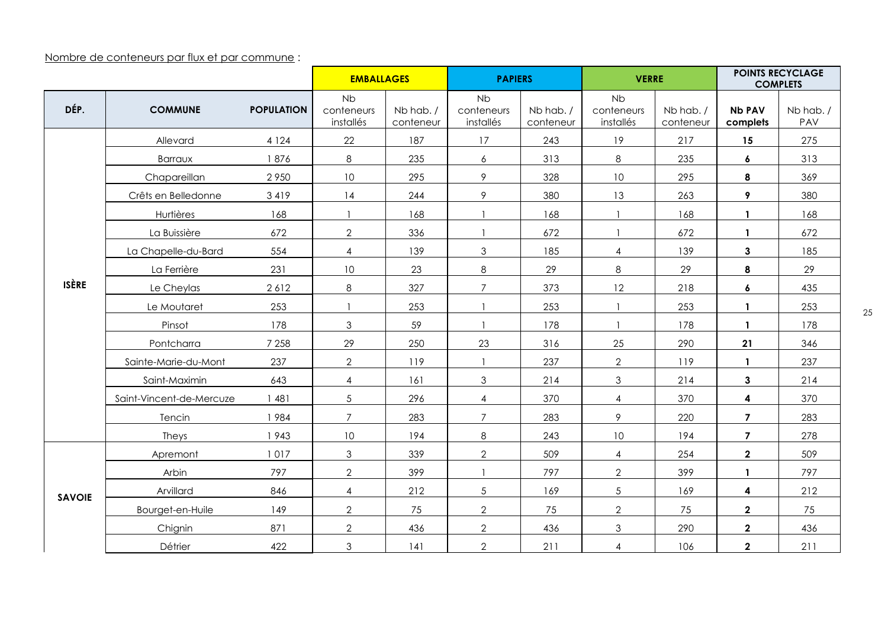Nombre de conteneurs par flux et par commune :

| DÉP. | COMMUNE | POPULATION | EMBALLAGES | | PAPIERS | | VERRE | | POINTS RECYCLAGE COMPLETS | |
|---|---|---|---|---|---|---|---|---|---|---|
| | | | Nb conteneurs installés | Nb hab. / conteneur | Nb conteneurs installés | Nb hab. / conteneur | Nb conteneurs installés | Nb hab. / conteneur | **Nb PAV complets** | Nb hab. / PAV |
| ISÈRE | Allevard | 4 124 | 22 | 187 | 17 | 243 | 19 | 217 | **15** | 275 |
| | Barraux | 1 876 | 8 | 235 | 6 | 313 | 8 | 235 | **6** | 313 |
| | Chapareillan | 2 950 | 10 | 295 | 9 | 328 | 10 | 295 | **8** | 369 |
| | Crêts en Belledonne | 3 419 | 14 | 244 | 9 | 380 | 13 | 263 | **9** | 380 |
| | Hurtières | 168 | 1 | 168 | 1 | 168 | 1 | 168 | **1** | 168 |
| | La Buissière | 672 | 2 | 336 | 1 | 672 | 1 | 672 | **1** | 672 |
| | La Chapelle-du-Bard | 554 | 4 | 139 | 3 | 185 | 4 | 139 | **3** | 185 |
| | La Ferrière | 231 | 10 | 23 | 8 | 29 | 8 | 29 | **8** | 29 |
| | Le Cheylas | 2 612 | 8 | 327 | 7 | 373 | 12 | 218 | **6** | 435 |
| | Le Moutaret | 253 | 1 | 253 | 1 | 253 | 1 | 253 | **1** | 253 |
| | Pinsot | 178 | 3 | 59 | 1 | 178 | 1 | 178 | **1** | 178 |
| | Pontcharra | 7 258 | 29 | 250 | 23 | 316 | 25 | 290 | **21** | 346 |
| | Sainte-Marie-du-Mont | 237 | 2 | 119 | 1 | 237 | 2 | 119 | **1** | 237 |
| | Saint-Maximin | 643 | 4 | 161 | 3 | 214 | 3 | 214 | **3** | 214 |
| | Saint-Vincent-de-Mercuze | 1 481 | 5 | 296 | 4 | 370 | 4 | 370 | **4** | 370 |
| | Tencin | 1 984 | 7 | 283 | 7 | 283 | 9 | 220 | **7** | 283 |
| | Theys | 1 943 | 10 | 194 | 8 | 243 | 10 | 194 | **7** | 278 |
| SAVOIE | Apremont | 1 017 | 3 | 339 | 2 | 509 | 4 | 254 | **2** | 509 |
| | Arbin | 797 | 2 | 399 | 1 | 797 | 2 | 399 | **1** | 797 |
| | Arvillard | 846 | 4 | 212 | 5 | 169 | 5 | 169 | **4** | 212 |
| | Bourget-en-Huile | 149 | 2 | 75 | 2 | 75 | 2 | 75 | **2** | 75 |
| | Chignin | 871 | 2 | 436 | 2 | 436 | 3 | 290 | **2** | 436 |
| | Détrier | 422 | 3 | 141 | 2 | 211 | 4 | 106 | **2** | 211 |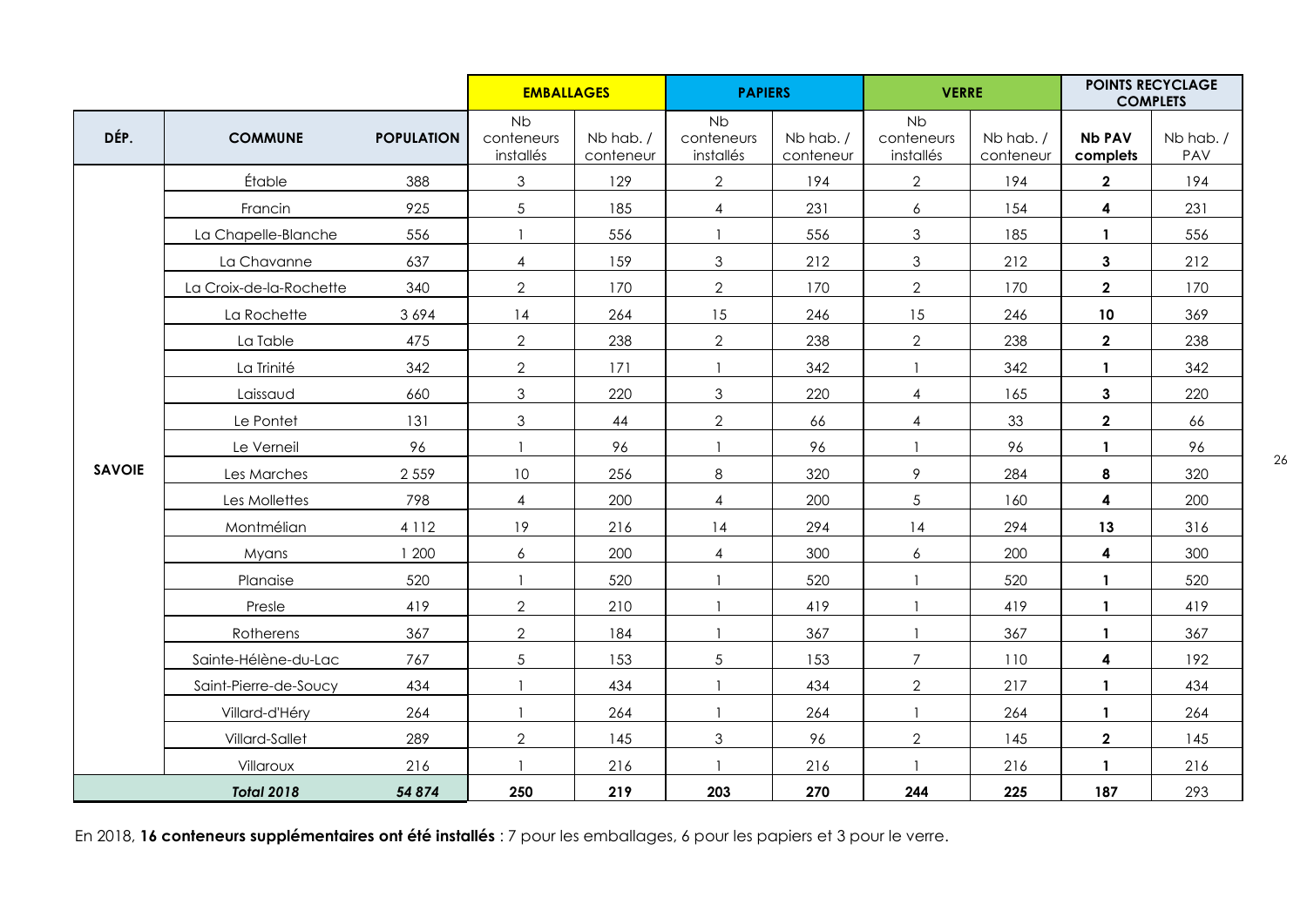| DÉP. | COMMUNE | POPULATION | EMBALLAGES | | PAPIERS | | VERRE | | POINTS RECYCLAGE COMPLETS | |
|---|---|---|---|---|---|---|---|---|---|---|
| | | | Nb conteneurs installés | Nb hab. / conteneur | Nb conteneurs installés | Nb hab. / conteneur | Nb conteneurs installés | Nb hab. / conteneur | **Nb PAV complets** | Nb hab. / PAV |
| SAVOIE | Étable | 388 | 3 | 129 | 2 | 194 | 2 | 194 | **2** | 194 |
| | Francin | 925 | 5 | 185 | 4 | 231 | 6 | 154 | **4** | 231 |
| | La Chapelle-Blanche | 556 | 1 | 556 | 1 | 556 | 3 | 185 | **1** | 556 |
| | La Chavanne | 637 | 4 | 159 | 3 | 212 | 3 | 212 | **3** | 212 |
| | La Croix-de-la-Rochette | 340 | 2 | 170 | 2 | 170 | 2 | 170 | **2** | 170 |
| | La Rochette | 3 694 | 14 | 264 | 15 | 246 | 15 | 246 | **10** | 369 |
| | La Table | 475 | 2 | 238 | 2 | 238 | 2 | 238 | **2** | 238 |
| | La Trinité | 342 | 2 | 171 | 1 | 342 | 1 | 342 | **1** | 342 |
| | Laissaud | 660 | 3 | 220 | 3 | 220 | 4 | 165 | **3** | 220 |
| | Le Pontet | 131 | 3 | 44 | 2 | 66 | 4 | 33 | **2** | 66 |
| | Le Verneil | 96 | 1 | 96 | 1 | 96 | 1 | 96 | **1** | 96 |
| | Les Marches | 2 559 | 10 | 256 | 8 | 320 | 9 | 284 | **8** | 320 |
| | Les Mollettes | 798 | 4 | 200 | 4 | 200 | 5 | 160 | **4** | 200 |
| | Montmélian | 4 112 | 19 | 216 | 14 | 294 | 14 | 294 | **13** | 316 |
| | Myans | 1 200 | 6 | 200 | 4 | 300 | 6 | 200 | **4** | 300 |
| | Planaise | 520 | 1 | 520 | 1 | 520 | 1 | 520 | **1** | 520 |
| | Presle | 419 | 2 | 210 | 1 | 419 | 1 | 419 | **1** | 419 |
| | Rotherens | 367 | 2 | 184 | 1 | 367 | 1 | 367 | **1** | 367 |
| | Sainte-Hélène-du-Lac | 767 | 5 | 153 | 5 | 153 | 7 | 110 | **4** | 192 |
| | Saint-Pierre-de-Soucy | 434 | 1 | 434 | 1 | 434 | 2 | 217 | **1** | 434 |
| | Villard-d'Héry | 264 | 1 | 264 | 1 | 264 | 1 | 264 | **1** | 264 |
| | Villard-Sallet | 289 | 2 | 145 | 3 | 96 | 2 | 145 | **2** | 145 |
| | Villaroux | 216 | 1 | 216 | 1 | 216 | 1 | 216 | **1** | 216 |
| | ***Total 2018*** | ***54 874*** | **250** | **219** | **203** | **270** | **244** | **225** | **187** | 293 |

En 2018, **16 conteneurs supplémentaires ont été installés** : 7 pour les emballages, 6 pour les papiers et 3 pour le verre.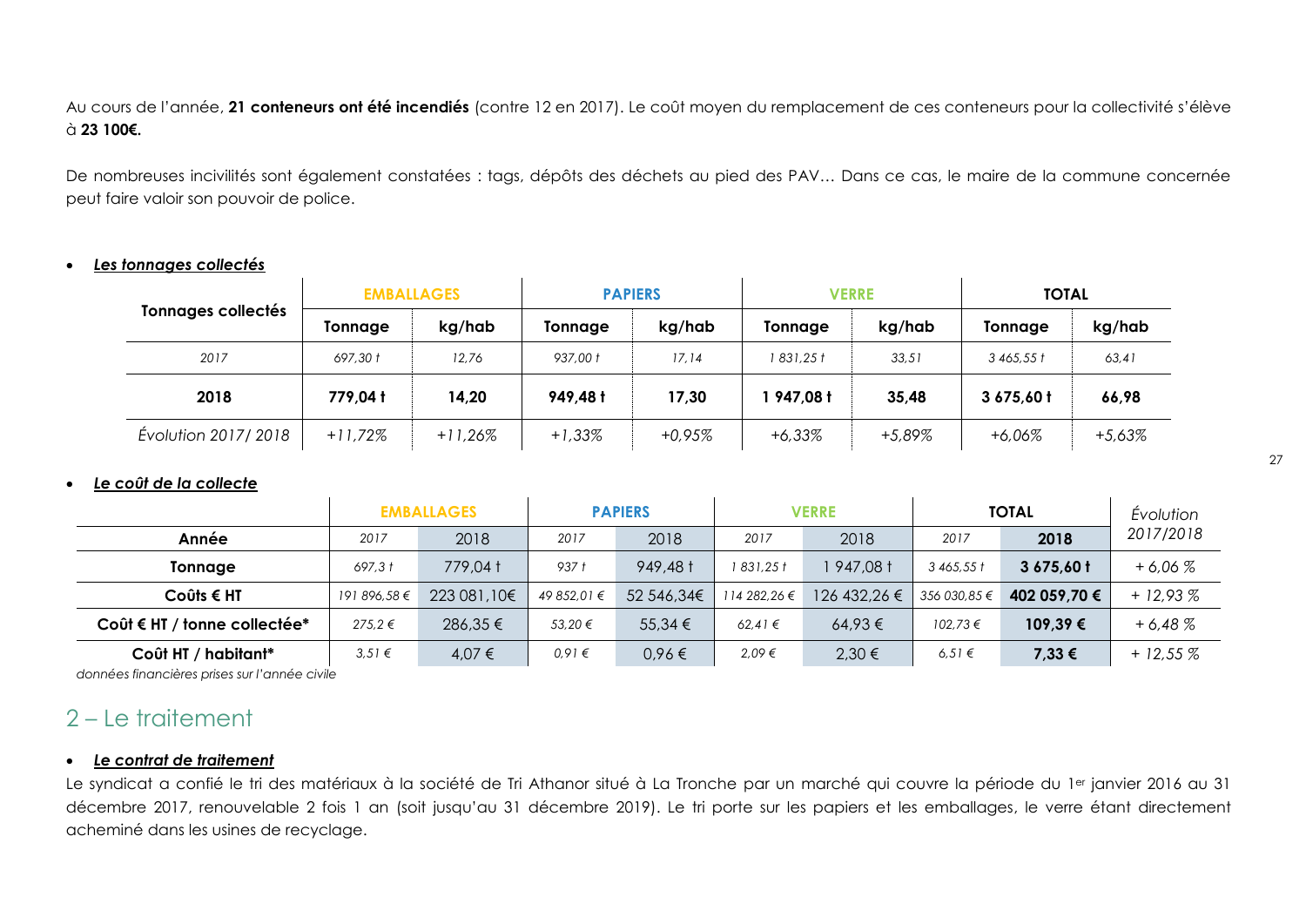Au cours de l'année, **21 conteneurs ont été incendiés** (contre 12 en 2017). Le coût moyen du remplacement de ces conteneurs pour la collectivité s'élève à **23 100€.**

De nombreuses incivilités sont également constatées : tags, dépôts des déchets au pied des PAV… Dans ce cas, le maire de la commune concernée peut faire valoir son pouvoir de police.

- ***Les tonnages collectés***

| Tonnages collectés | EMBALLAGES | | PAPIERS | | VERRE | | TOTAL | |
|---|---|---|---|---|---|---|---|---|
| | Tonnage | kg/hab | Tonnage | kg/hab | Tonnage | kg/hab | Tonnage | kg/hab |
| *2017* | *697,30 t* | *12,76* | *937,00 t* | *17,14* | *1 831,25 t* | *33,51* | *3 465,55 t* | *63,41* |
| **2018** | **779,04 t** | **14,20** | **949,48 t** | **17,30** | **1 947,08 t** | **35,48** | **3 675,60 t** | **66,98** |
| *Évolution 2017/ 2018* | *+11,72%* | *+11,26%* | *+1,33%* | *+0,95%* | *+6,33%* | *+5,89%* | *+6,06%* | *+5,63%* |

- ***Le coût de la collecte***

| | EMBALLAGES | | PAPIERS | | VERRE | | TOTAL | | *Évolution 2017/2018* |
|---|---|---|---|---|---|---|---|---|---|
| **Année** | *2017* | 2018 | *2017* | 2018 | *2017* | 2018 | *2017* | **2018** | |
| **Tonnage** | *697,3 t* | 779,04 t | *937 t* | 949,48 t | *1 831,25 t* | 1 947,08 t | *3 465,55 t* | **3 675,60 t** | *+ 6,06 %* |
| **Coûts € HT** | *191 896,58 €* | 223 081,10€ | *49 852,01 €* | 52 546,34€ | *114 282,26 €* | 126 432,26 € | *356 030,85 €* | **402 059,70 €** | *+ 12,93 %* |
| **Coût € HT / tonne collectée*** | *275,2 €* | 286,35 € | *53,20 €* | 55,34 € | *62,41 €* | 64,93 € | *102,73 €* | **109,39 €** | *+ 6,48 %* |
| **Coût HT / habitant*** | *3,51 €* | 4,07 € | *0,91 €* | 0,96 € | *2,09 €* | 2,30 € | *6,51 €* | **7,33 €** | *+ 12,55 %* |

*données financières prises sur l'année civile*

## 2 – Le traitement

- ***Le contrat de traitement***

Le syndicat a confié le tri des matériaux à la société de Tri Athanor situé à La Tronche par un marché qui couvre la période du 1er janvier 2016 au 31 décembre 2017, renouvelable 2 fois 1 an (soit jusqu'au 31 décembre 2019). Le tri porte sur les papiers et les emballages, le verre étant directement acheminé dans les usines de recyclage.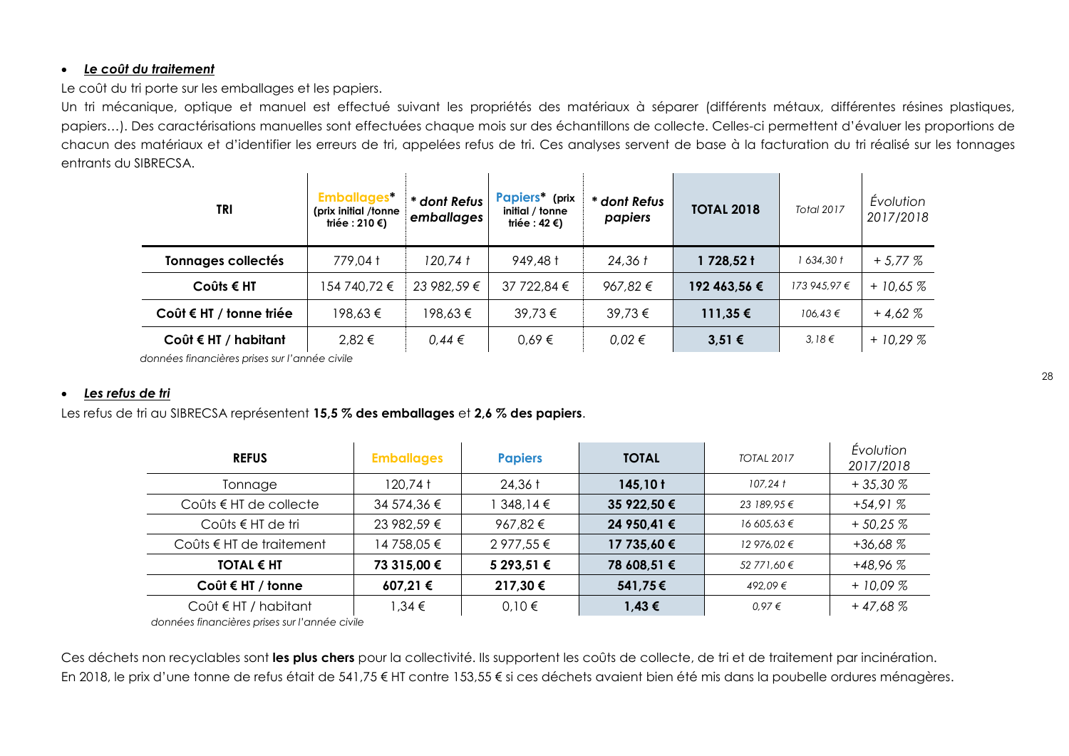- ***Le coût du traitement***

Le coût du tri porte sur les emballages et les papiers.

Un tri mécanique, optique et manuel est effectué suivant les propriétés des matériaux à séparer (différents métaux, différentes résines plastiques, papiers…). Des caractérisations manuelles sont effectuées chaque mois sur des échantillons de collecte. Celles-ci permettent d'évaluer les proportions de chacun des matériaux et d'identifier les erreurs de tri, appelées refus de tri. Ces analyses servent de base à la facturation du tri réalisé sur les tonnages entrants du SIBRECSA.

| TRI | Emballages* (prix initial /tonne triée : 210 €) | *\* dont Refus emballages* | Papiers* (prix initial / tonne triée : 42 €) | *\* dont Refus papiers* | TOTAL 2018 | *Total 2017* | *Évolution 2017/2018* |
|---|---|---|---|---|---|---|---|
| **Tonnages collectés** | 779,04 t | *120,74 t* | 949,48 t | *24,36 t* | **1 728,52 t** | *1 634,30 t* | *+ 5,77 %* |
| **Coûts € HT** | 154 740,72 € | *23 982,59 €* | 37 722,84 € | *967,82 €* | **192 463,56 €** | *173 945,97 €* | *+ 10,65 %* |
| **Coût € HT / tonne triée** | 198,63 € | 198,63 € | 39,73 € | 39,73 € | **111,35 €** | *106,43 €* | *+ 4,62 %* |
| **Coût € HT / habitant** | 2,82 € | *0,44 €* | 0,69 € | *0,02 €* | **3,51 €** | *3,18 €* | *+ 10,29 %* |

*données financières prises sur l'année civile*

- ***Les refus de tri***

Les refus de tri au SIBRECSA représentent **15,5 % des emballages** et **2,6 % des papiers**.

| REFUS | Emballages | Papiers | TOTAL | *TOTAL 2017* | *Évolution 2017/2018* |
|---|---|---|---|---|---|
| Tonnage | 120,74 t | 24,36 t | **145,10 t** | *107,24 t* | *+ 35,30 %* |
| Coûts € HT de collecte | 34 574,36 € | 1 348,14 € | **35 922,50 €** | *23 189,95 €* | *+54,91 %* |
| Coûts € HT de tri | 23 982,59 € | 967,82 € | **24 950,41 €** | *16 605,63 €* | *+ 50,25 %* |
| Coûts € HT de traitement | 14 758,05 € | 2 977,55 € | **17 735,60 €** | *12 976,02 €* | *+36,68 %* |
| **TOTAL € HT** | **73 315,00 €** | **5 293,51 €** | **78 608,51 €** | *52 771,60 €* | *+48,96 %* |
| **Coût € HT / tonne** | **607,21 €** | **217,30 €** | **541,75 €** | *492,09 €* | *+ 10,09 %* |
| Coût € HT / habitant | 1,34 € | 0,10 € | **1,43 €** | *0,97 €* | *+ 47,68 %* |

*données financières prises sur l'année civile*

Ces déchets non recyclables sont **les plus chers** pour la collectivité. Ils supportent les coûts de collecte, de tri et de traitement par incinération.
En 2018, le prix d'une tonne de refus était de 541,75 € HT contre 153,55 € si ces déchets avaient bien été mis dans la poubelle ordures ménagères.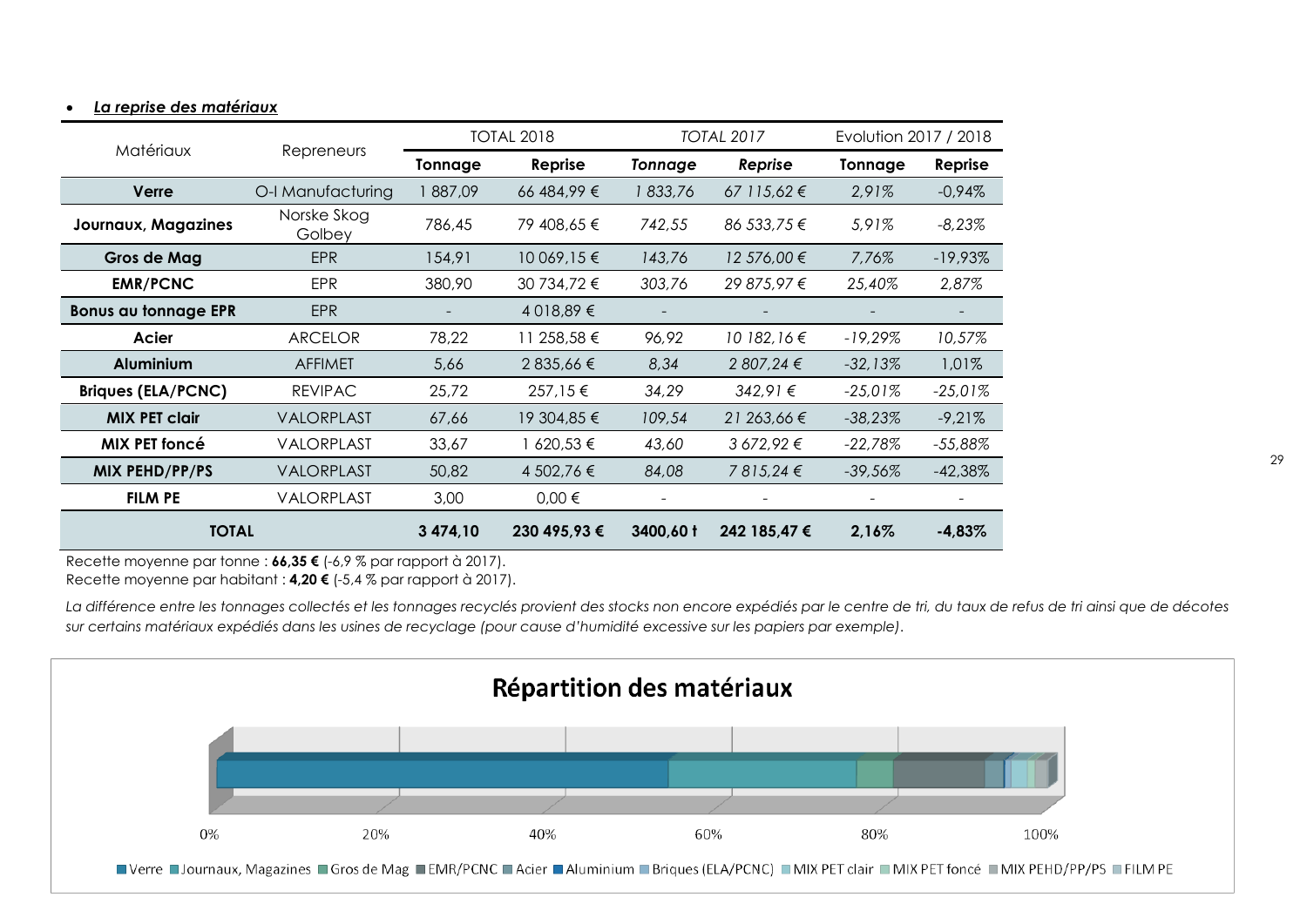- ***La reprise des matériaux***

| Matériaux | Repreneurs | TOTAL 2018 | | *TOTAL 2017* | | Evolution 2017 / 2018 | |
|---|---|---|---|---|---|---|---|
| | | **Tonnage** | **Reprise** | ***Tonnage*** | ***Reprise*** | **Tonnage** | **Reprise** |
| **Verre** | O-I Manufacturing | 1 887,09 | 66 484,99 € | *1 833,76* | *67 115,62 €* | *2,91%* | *-0,94%* |
| **Journaux, Magazines** | Norske Skog Golbey | 786,45 | 79 408,65 € | *742,55* | *86 533,75 €* | *5,91%* | *-8,23%* |
| **Gros de Mag** | EPR | 154,91 | 10 069,15 € | *143,76* | *12 576,00 €* | *7,76%* | *-19,93%* |
| **EMR/PCNC** | EPR | 380,90 | 30 734,72 € | *303,76* | *29 875,97 €* | *25,40%* | *2,87%* |
| **Bonus au tonnage EPR** | EPR | - | 4 018,89 € | - | - | - | - |
| **Acier** | ARCELOR | 78,22 | 11 258,58 € | *96,92* | *10 182,16 €* | *-19,29%* | *10,57%* |
| **Aluminium** | AFFIMET | 5,66 | 2 835,66 € | *8,34* | *2 807,24 €* | *-32,13%* | *1,01%* |
| **Briques (ELA/PCNC)** | REVIPAC | 25,72 | 257,15 € | *34,29* | *342,91 €* | *-25,01%* | *-25,01%* |
| **MIX PET clair** | VALORPLAST | 67,66 | 19 304,85 € | *109,54* | *21 263,66 €* | *-38,23%* | *-9,21%* |
| **MIX PET foncé** | VALORPLAST | 33,67 | 1 620,53 € | *43,60* | *3 672,92 €* | *-22,78%* | *-55,88%* |
| **MIX PEHD/PP/PS** | VALORPLAST | 50,82 | 4 502,76 € | *84,08* | *7 815,24 €* | *-39,56%* | *-42,38%* |
| **FILM PE** | VALORPLAST | 3,00 | 0,00 € | - | - | - | - |
| **TOTAL** | | **3 474,10** | **230 495,93 €** | ***3400,60 t*** | ***242 185,47 €*** | ***2,16%*** | ***-4,83%*** |

Recette moyenne par tonne : **66,35 €** (-6,9 % par rapport à 2017).
Recette moyenne par habitant : **4,20 €** (-5,4 % par rapport à 2017).

*La différence entre les tonnages collectés et les tonnages recyclés provient des stocks non encore expédiés par le centre de tri, du taux de refus de tri ainsi que de décotes sur certains matériaux expédiés dans les usines de recyclage (pour cause d'humidité excessive sur les papiers par exemple).*

**Répartition des matériaux**

0% 20% 40% 60% 80% 100%

Verre, Journaux, Magazines, Gros de Mag, EMR/PCNC, Acier, Aluminium, Briques (ELA/PCNC), MIX PET clair, MIX PET foncé, MIX PEHD/PP/PS, FILM PE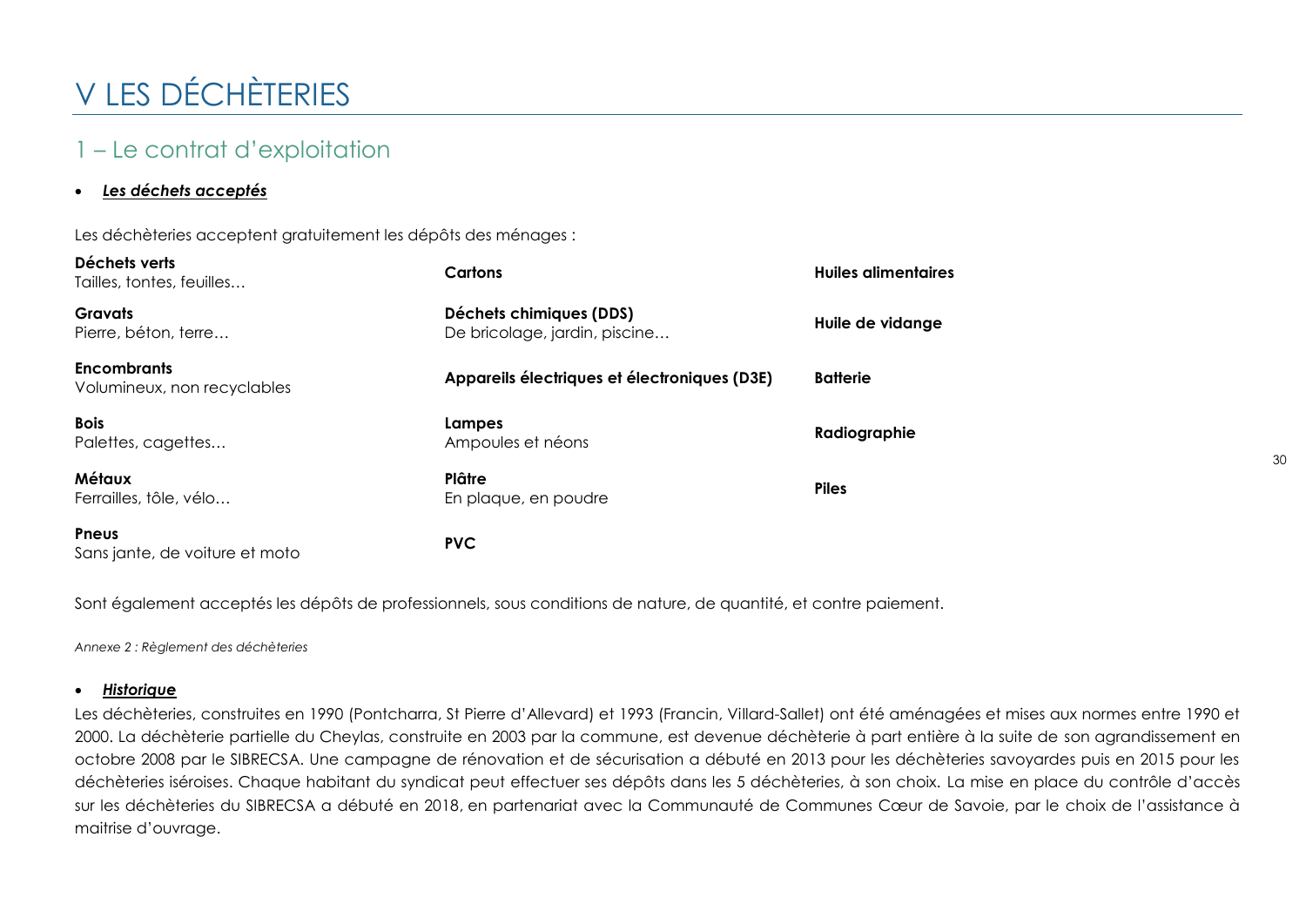# V LES DÉCHÈTERIES

## 1 – Le contrat d'exploitation

- ***Les déchets acceptés***

Les déchèteries acceptent gratuitement les dépôts des ménages :

| | | |
|---|---|---|
| **Déchets verts**<br>Tailles, tontes, feuilles… | **Cartons** | **Huiles alimentaires** |
| **Gravats**<br>Pierre, béton, terre… | **Déchets chimiques (DDS)**<br>De bricolage, jardin, piscine… | **Huile de vidange** |
| **Encombrants**<br>Volumineux, non recyclables | **Appareils électriques et électroniques (D3E)** | **Batterie** |
| **Bois**<br>Palettes, cagettes… | **Lampes**<br>Ampoules et néons | **Radiographie** |
| **Métaux**<br>Ferrailles, tôle, vélo… | **Plâtre**<br>En plaque, en poudre | **Piles** |
| **Pneus**<br>Sans jante, de voiture et moto | **PVC** | |

Sont également acceptés les dépôts de professionnels, sous conditions de nature, de quantité, et contre paiement.

*Annexe 2 : Règlement des déchèteries*

- ***Historique***

Les déchèteries, construites en 1990 (Pontcharra, St Pierre d'Allevard) et 1993 (Francin, Villard-Sallet) ont été aménagées et mises aux normes entre 1990 et 2000. La déchèterie partielle du Cheylas, construite en 2003 par la commune, est devenue déchèterie à part entière à la suite de son agrandissement en octobre 2008 par le SIBRECSA. Une campagne de rénovation et de sécurisation a débuté en 2013 pour les déchèteries savoyardes puis en 2015 pour les déchèteries iséroises. Chaque habitant du syndicat peut effectuer ses dépôts dans les 5 déchèteries, à son choix. La mise en place du contrôle d'accès sur les déchèteries du SIBRECSA a débuté en 2018, en partenariat avec la Communauté de Communes Cœur de Savoie, par le choix de l'assistance à maitrise d'ouvrage.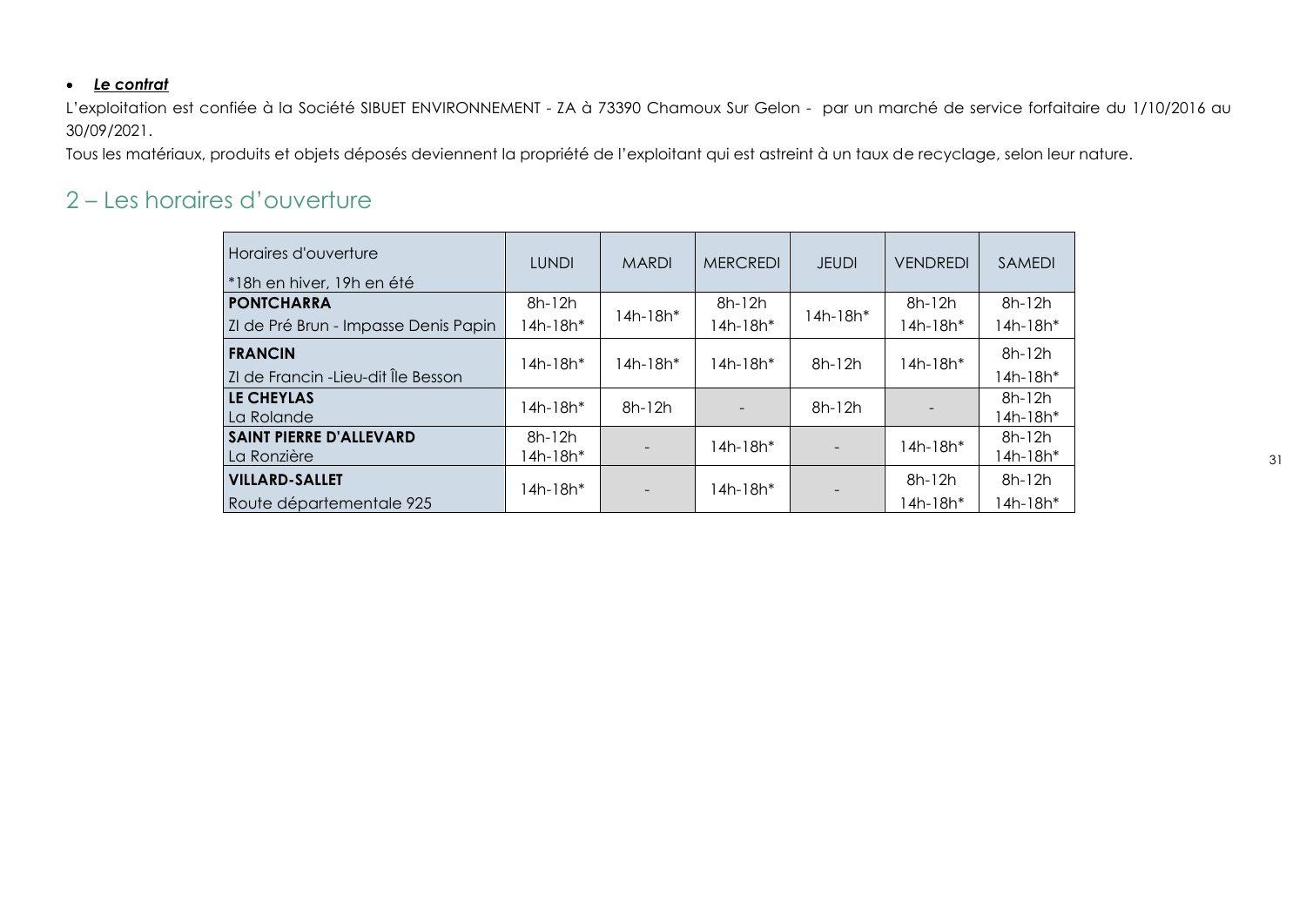- ***Le contrat***

L'exploitation est confiée à la Société SIBUET ENVIRONNEMENT - ZA à 73390 Chamoux Sur Gelon - par un marché de service forfaitaire du 1/10/2016 au 30/09/2021.

Tous les matériaux, produits et objets déposés deviennent la propriété de l'exploitant qui est astreint à un taux de recyclage, selon leur nature.

## 2 – Les horaires d'ouverture

| Horaires d'ouverture<br>*18h en hiver, 19h en été | LUNDI | MARDI | MERCREDI | JEUDI | VENDREDI | SAMEDI |
|---|---|---|---|---|---|---|
| **PONTCHARRA**<br>ZI de Pré Brun - Impasse Denis Papin | 8h-12h<br>14h-18h* | 14h-18h* | 8h-12h<br>14h-18h* | 14h-18h* | 8h-12h<br>14h-18h* | 8h-12h<br>14h-18h* |
| **FRANCIN**<br>ZI de Francin -Lieu-dit Île Besson | 14h-18h* | 14h-18h* | 14h-18h* | 8h-12h | 14h-18h* | 8h-12h<br>14h-18h* |
| **LE CHEYLAS**<br>La Rolande | 14h-18h* | 8h-12h | - | 8h-12h | - | 8h-12h<br>14h-18h* |
| **SAINT PIERRE D'ALLEVARD**<br>La Ronzière | 8h-12h<br>14h-18h* | - | 14h-18h* | - | 14h-18h* | 8h-12h<br>14h-18h* |
| **VILLARD-SALLET**<br>Route départementale 925 | 14h-18h* | - | 14h-18h* | - | 8h-12h<br>14h-18h* | 8h-12h<br>14h-18h* |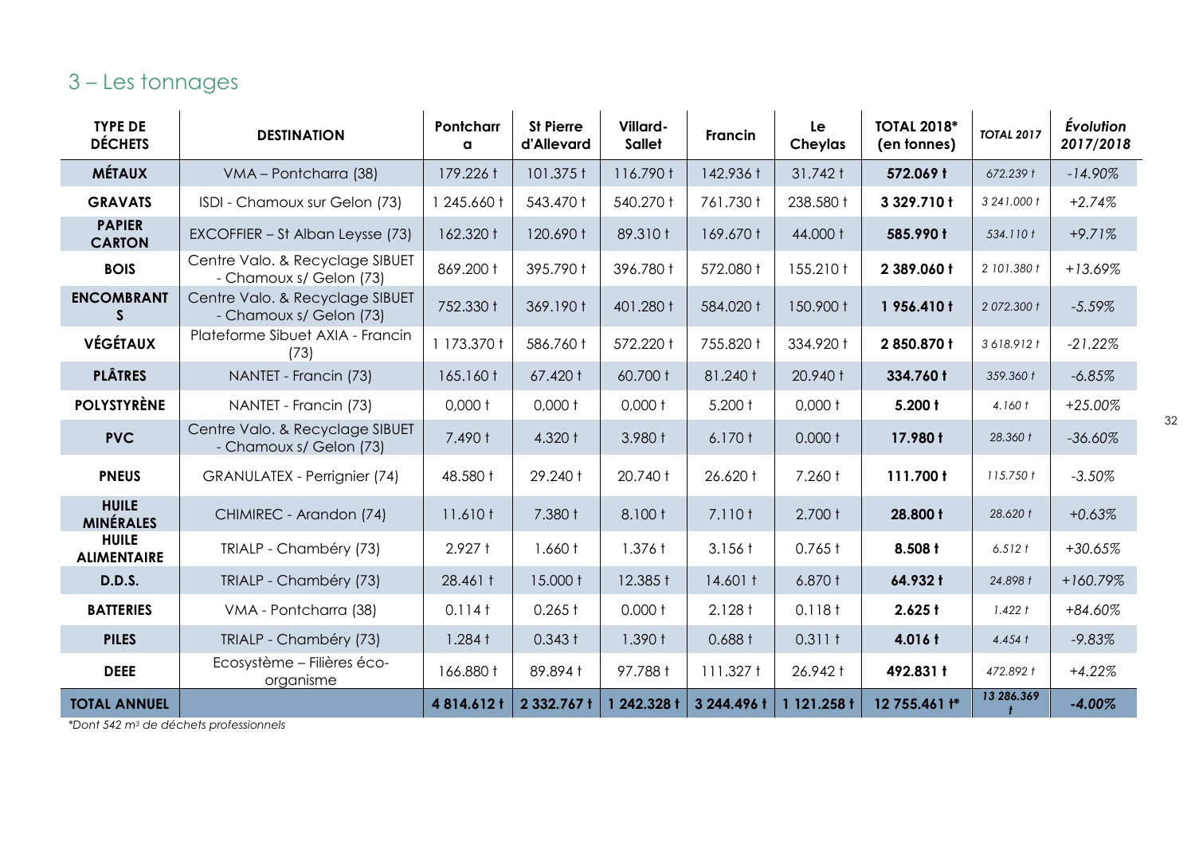## 3 – Les tonnages

| TYPE DE DÉCHETS | DESTINATION | Pontcharra | St Pierre d'Allevard | Villard-Sallet | Francin | Le Cheylas | TOTAL 2018* (en tonnes) | *TOTAL 2017* | *Évolution 2017/2018* |
|---|---|---|---|---|---|---|---|---|---|
| **MÉTAUX** | VMA – Pontcharra (38) | 179.226 t | 101.375 t | 116.790 t | 142.936 t | 31.742 t | **572.069 t** | *672.239 t* | *-14.90%* |
| **GRAVATS** | ISDI - Chamoux sur Gelon (73) | 1 245.660 t | 543.470 t | 540.270 t | 761.730 t | 238.580 t | **3 329.710 t** | *3 241.000 t* | *+2.74%* |
| **PAPIER CARTON** | EXCOFFIER – St Alban Leysse (73) | 162.320 t | 120.690 t | 89.310 t | 169.670 t | 44.000 t | **585.990 t** | *534.110 t* | *+9.71%* |
| **BOIS** | Centre Valo. & Recyclage SIBUET - Chamoux s/ Gelon (73) | 869.200 t | 395.790 t | 396.780 t | 572.080 t | 155.210 t | **2 389.060 t** | *2 101.380 t* | *+13.69%* |
| **ENCOMBRANTS** | Centre Valo. & Recyclage SIBUET - Chamoux s/ Gelon (73) | 752.330 t | 369.190 t | 401.280 t | 584.020 t | 150.900 t | **1 956.410 t** | *2 072.300 t* | *-5.59%* |
| **VÉGÉTAUX** | Plateforme Sibuet AXIA - Francin (73) | 1 173.370 t | 586.760 t | 572.220 t | 755.820 t | 334.920 t | **2 850.870 t** | *3 618.912 t* | *-21.22%* |
| **PLÂTRES** | NANTET - Francin (73) | 165.160 t | 67.420 t | 60.700 t | 81.240 t | 20.940 t | **334.760 t** | *359.360 t* | *-6.85%* |
| **POLYSTYRÈNE** | NANTET - Francin (73) | 0,000 t | 0,000 t | 0,000 t | 5.200 t | 0,000 t | **5.200 t** | *4.160 t* | *+25.00%* |
| **PVC** | Centre Valo. & Recyclage SIBUET - Chamoux s/ Gelon (73) | 7.490 t | 4.320 t | 3.980 t | 6.170 t | 0.000 t | **17.980 t** | *28.360 t* | *-36.60%* |
| **PNEUS** | GRANULATEX - Perrignier (74) | 48.580 t | 29.240 t | 20.740 t | 26.620 t | 7.260 t | **111.700 t** | *115.750 t* | *-3.50%* |
| **HUILE MINÉRALES** | CHIMIREC - Arandon (74) | 11.610 t | 7.380 t | 8.100 t | 7.110 t | 2.700 t | **28.800 t** | *28.620 t* | *+0.63%* |
| **HUILE ALIMENTAIRE** | TRIALP - Chambéry (73) | 2.927 t | 1.660 t | 1.376 t | 3.156 t | 0.765 t | **8.508 t** | *6.512 t* | *+30.65%* |
| **D.D.S.** | TRIALP - Chambéry (73) | 28.461 t | 15.000 t | 12.385 t | 14.601 t | 6.870 t | **64.932 t** | *24.898 t* | *+160.79%* |
| **BATTERIES** | VMA - Pontcharra (38) | 0.114 t | 0.265 t | 0.000 t | 2.128 t | 0.118 t | **2.625 t** | *1.422 t* | *+84.60%* |
| **PILES** | TRIALP - Chambéry (73) | 1.284 t | 0.343 t | 1.390 t | 0.688 t | 0.311 t | **4.016 t** | *4.454 t* | *-9.83%* |
| **DEEE** | Ecosystème – Filières éco-organisme | 166.880 t | 89.894 t | 97.788 t | 111.327 t | 26.942 t | **492.831 t** | *472.892 t* | *+4.22%* |
| **TOTAL ANNUEL** | | **4 814.612 t** | **2 332.767 t** | **1 242.328 t** | **3 244.496 t** | **1 121.258 t** | **12 755.461 t*** | ***13 286.369 t*** | ***-4.00%*** |

*\*Dont 542 m³ de déchets professionnels*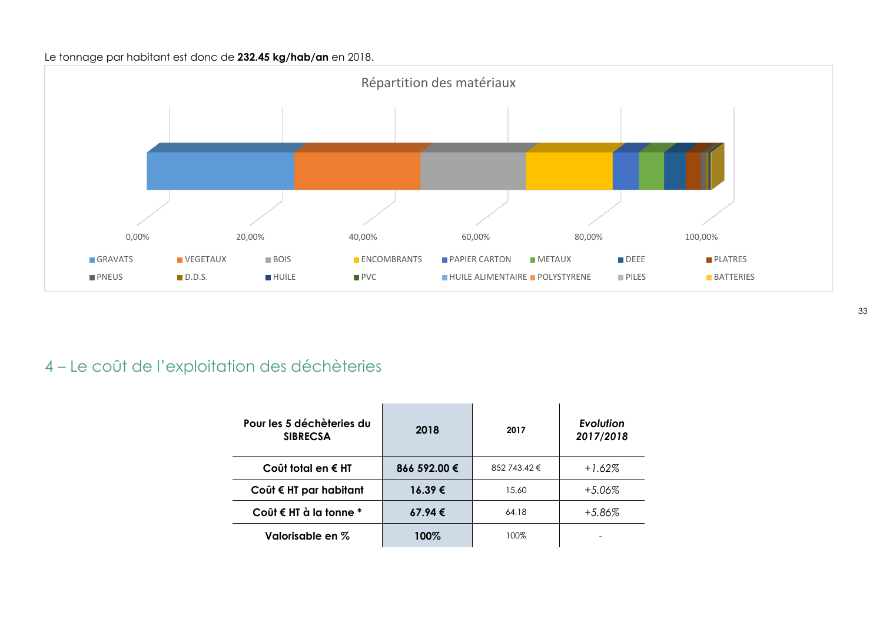Le tonnage par habitant est donc de **232.45 kg/hab/an** en 2018.

Répartition des matériaux

0,00% 20,00% 40,00% 60,00% 80,00% 100,00%

GRAVATS, VEGETAUX, BOIS, ENCOMBRANTS, PAPIER CARTON, METAUX, DEEE, PLATRES, PNEUS, D.D.S., HUILE, PVC, HUILE ALIMENTAIRE, POLYSTYRENE, PILES, BATTERIES

## 4 – Le coût de l'exploitation des déchèteries

| Pour les 5 déchèteries du SIBRECSA | 2018 | 2017 | *Evolution 2017/2018* |
|---|---|---|---|
| **Coût total en € HT** | **866 592.00 €** | 852 743,42 € | *+1.62%* |
| **Coût € HT par habitant** | **16.39 €** | 15,60 | *+5.06%* |
| **Coût € HT à la tonne** * | **67.94 €** | 64,18 | *+5.86%* |
| **Valorisable en %** | **100%** | 100% | - |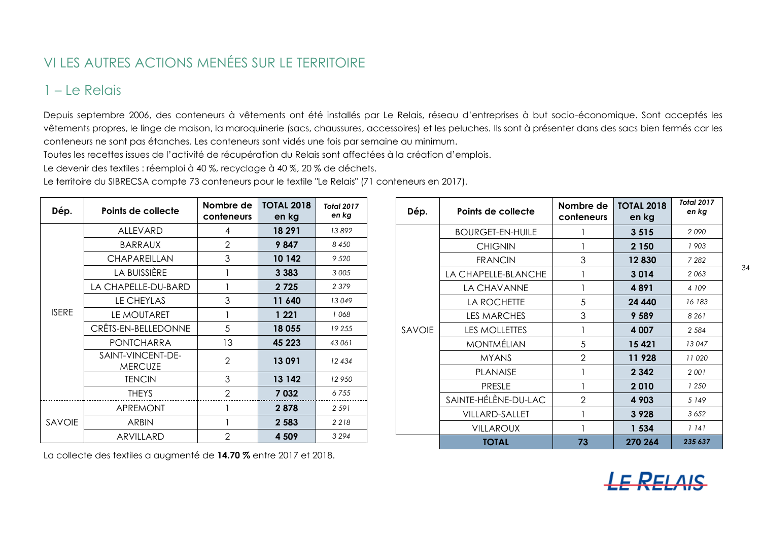# VI LES AUTRES ACTIONS MENÉES SUR LE TERRITOIRE

## 1 – Le Relais

Depuis septembre 2006, des conteneurs à vêtements ont été installés par Le Relais, réseau d'entreprises à but socio-économique. Sont acceptés les vêtements propres, le linge de maison, la maroquinerie (sacs, chaussures, accessoires) et les peluches. Ils sont à présenter dans des sacs bien fermés car les conteneurs ne sont pas étanches. Les conteneurs sont vidés une fois par semaine au minimum.

Toutes les recettes issues de l'activité de récupération du Relais sont affectées à la création d'emplois.

Le devenir des textiles : réemploi à 40 %, recyclage à 40 %, 20 % de déchets.

Le territoire du SIBRECSA compte 73 conteneurs pour le textile "Le Relais" (71 conteneurs en 2017).

| Dép. | Points de collecte | Nombre de conteneurs | TOTAL 2018 en kg | *Total 2017 en kg* |
|---|---|---|---|---|
| ISERE | ALLEVARD | 4 | **18 291** | *13 892* |
| | BARRAUX | 2 | **9 847** | *8 450* |
| | CHAPAREILLAN | 3 | **10 142** | *9 520* |
| | LA BUISSIÈRE | 1 | **3 383** | *3 005* |
| | LA CHAPELLE-DU-BARD | 1 | **2 725** | *2 379* |
| | LE CHEYLAS | 3 | **11 640** | *13 049* |
| | LE MOUTARET | 1 | **1 221** | *1 068* |
| | CRÊTS-EN-BELLEDONNE | 5 | **18 055** | *19 255* |
| | PONTCHARRA | 13 | **45 223** | *43 061* |
| | SAINT-VINCENT-DE-MERCUZE | 2 | **13 091** | *12 434* |
| | TENCIN | 3 | **13 142** | *12 950* |
| | THEYS | 2 | **7 032** | *6 755* |
| SAVOIE | APREMONT | 1 | **2 878** | *2 591* |
| | ARBIN | 1 | **2 583** | *2 218* |
| | ARVILLARD | 2 | **4 509** | *3 294* |
| | BOURGET-EN-HUILE | 1 | **3 515** | *2 090* |
| | CHIGNIN | 1 | **2 150** | *1 903* |
| | FRANCIN | 3 | **12 830** | *7 282* |
| | LA CHAPELLE-BLANCHE | 1 | **3 014** | *2 063* |
| | LA CHAVANNE | 1 | **4 891** | *4 109* |
| | LA ROCHETTE | 5 | **24 440** | *16 183* |
| | LES MARCHES | 3 | **9 589** | *8 261* |
| | LES MOLLETTES | 1 | **4 007** | *2 584* |
| | MONTMÉLIAN | 5 | **15 421** | *13 047* |
| | MYANS | 2 | **11 928** | *11 020* |
| | PLANAISE | 1 | **2 342** | *2 001* |
| | PRESLE | 1 | **2 010** | *1 250* |
| | SAINTE-HÉLÈNE-DU-LAC | 2 | **4 903** | *5 149* |
| | VILLARD-SALLET | 1 | **3 928** | *3 652* |
| | VILLAROUX | 1 | **1 534** | *1 141* |
| | **TOTAL** | **73** | **270 264** | ***235 637*** |

La collecte des textiles a augmenté de **14.70 %** entre 2017 et 2018.

LE RELAIS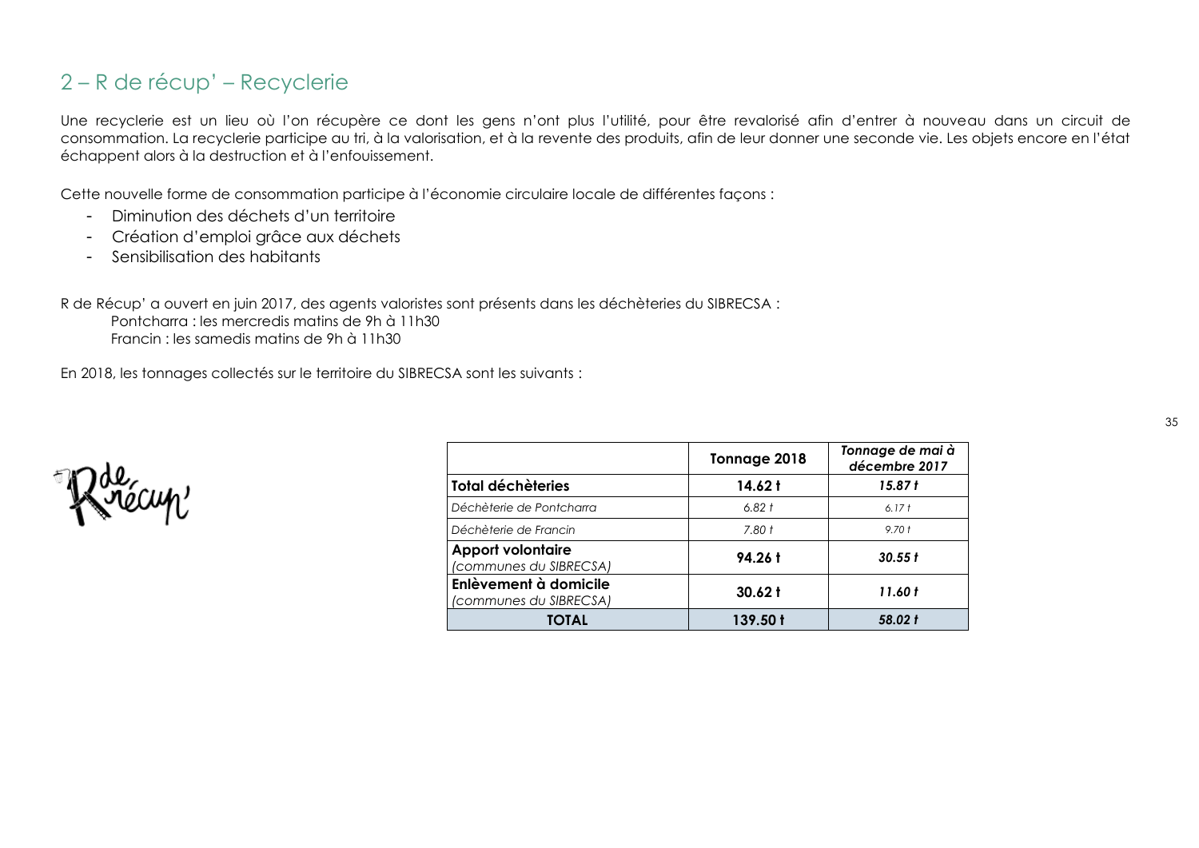## 2 – R de récup' – Recyclerie

Une recyclerie est un lieu où l'on récupère ce dont les gens n'ont plus l'utilité, pour être revalorisé afin d'entrer à nouveau dans un circuit de consommation. La recyclerie participe au tri, à la valorisation, et à la revente des produits, afin de leur donner une seconde vie. Les objets encore en l'état échappent alors à la destruction et à l'enfouissement.

Cette nouvelle forme de consommation participe à l'économie circulaire locale de différentes façons :

- Diminution des déchets d'un territoire
- Création d'emploi grâce aux déchets
- Sensibilisation des habitants

R de Récup' a ouvert en juin 2017, des agents valoristes sont présents dans les déchèteries du SIBRECSA :

Pontcharra : les mercredis matins de 9h à 11h30
Francin : les samedis matins de 9h à 11h30

En 2018, les tonnages collectés sur le territoire du SIBRECSA sont les suivants :

| | Tonnage 2018 | *Tonnage de mai à décembre 2017* |
|---|---|---|
| **Total déchèteries** | **14.62 t** | ***15.87 t*** |
| *Déchèterie de Pontcharra* | *6.82 t* | *6.17 t* |
| *Déchèterie de Francin* | *7.80 t* | *9.70 t* |
| **Apport volontaire** *(communes du SIBRECSA)* | **94.26 t** | ***30.55 t*** |
| **Enlèvement à domicile** *(communes du SIBRECSA)* | **30.62 t** | ***11.60 t*** |
| **TOTAL** | **139.50 t** | ***58.02 t*** |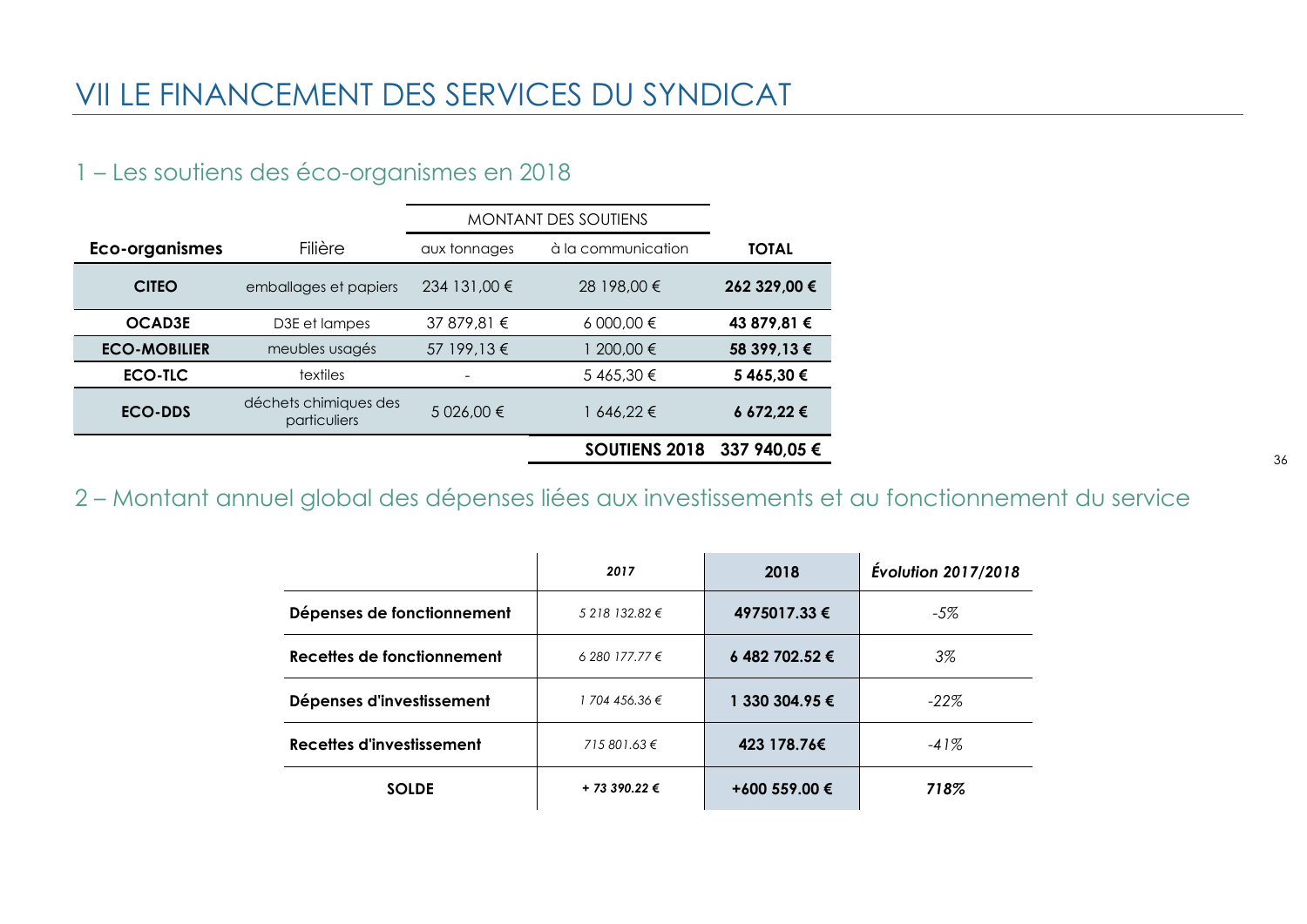# VII LE FINANCEMENT DES SERVICES DU SYNDICAT

## 1 – Les soutiens des éco-organismes en 2018

| | | MONTANT DES SOUTIENS | | |
|---|---|---|---|---|
| **Eco-organismes** | Filière | aux tonnages | à la communication | **TOTAL** |
| **CITEO** | emballages et papiers | 234 131,00 € | 28 198,00 € | **262 329,00 €** |
| **OCAD3E** | D3E et lampes | 37 879,81 € | 6 000,00 € | **43 879,81 €** |
| **ECO-MOBILIER** | meubles usagés | 57 199,13 € | 1 200,00 € | **58 399,13 €** |
| **ECO-TLC** | textiles | - | 5 465,30 € | **5 465,30 €** |
| **ECO-DDS** | déchets chimiques des particuliers | 5 026,00 € | 1 646,22 € | **6 672,22 €** |
| | | | **SOUTIENS 2018** | **337 940,05 €** |

## 2 – Montant annuel global des dépenses liées aux investissements et au fonctionnement du service

| | *2017* | 2018 | *Évolution 2017/2018* |
|---|---|---|---|
| **Dépenses de fonctionnement** | *5 218 132.82 €* | **4975017.33 €** | *-5%* |
| **Recettes de fonctionnement** | *6 280 177.77 €* | **6 482 702.52 €** | *3%* |
| **Dépenses d'investissement** | *1 704 456.36 €* | **1 330 304.95 €** | *-22%* |
| **Recettes d'investissement** | *715 801.63 €* | **423 178.76€** | *-41%* |
| **SOLDE** | ***+ 73 390.22 €*** | **+600 559.00 €** | ***718%*** |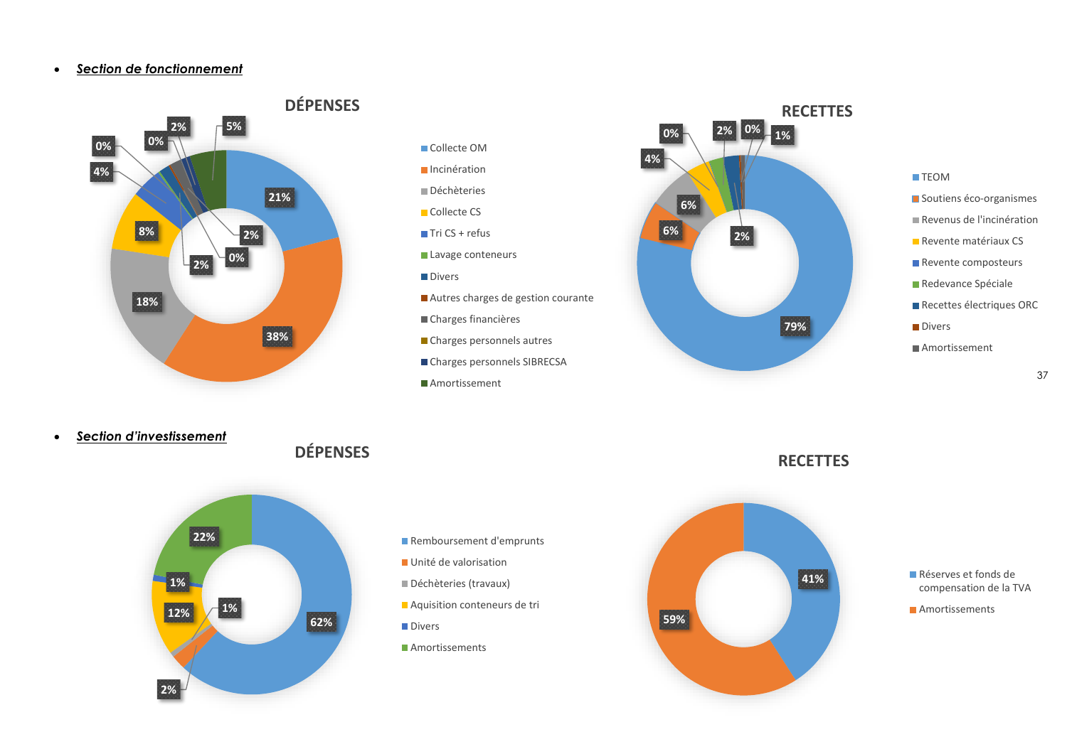- ***Section de fonctionnement***

**DÉPENSES**

- Collecte OM: 21%
- Incinération: 38%
- Déchèteries: 18%
- Collecte CS: 8%
- Tri CS + refus: 4%
- Lavage conteneurs: 0%
- Divers: 2%
- Autres charges de gestion courante: 0%
- Charges financières: 2%
- Charges personnels autres: 0%
- Charges personnels SIBRECSA: 2%
- Amortissement: 5%

**RECETTES**

- TEOM: 79%
- Soutiens éco-organismes: 6%
- Revenus de l'incinération: 6%
- Revente matériaux CS: 4%
- Revente composteurs: 0%
- Redevance Spéciale: 2%
- Recettes électriques ORC: 2%
- Divers: 0%
- Amortissement: 1%

- ***Section d'investissement***

**DÉPENSES**

- Remboursement d'emprunts: 62%
- Unité de valorisation: 2%
- Déchèteries (travaux): 1%
- Aquisition conteneurs de tri: 12%
- Divers: 1%
- Amortissements: 22%

**RECETTES**

- Réserves et fonds de compensation de la TVA: 41%
- Amortissements: 59%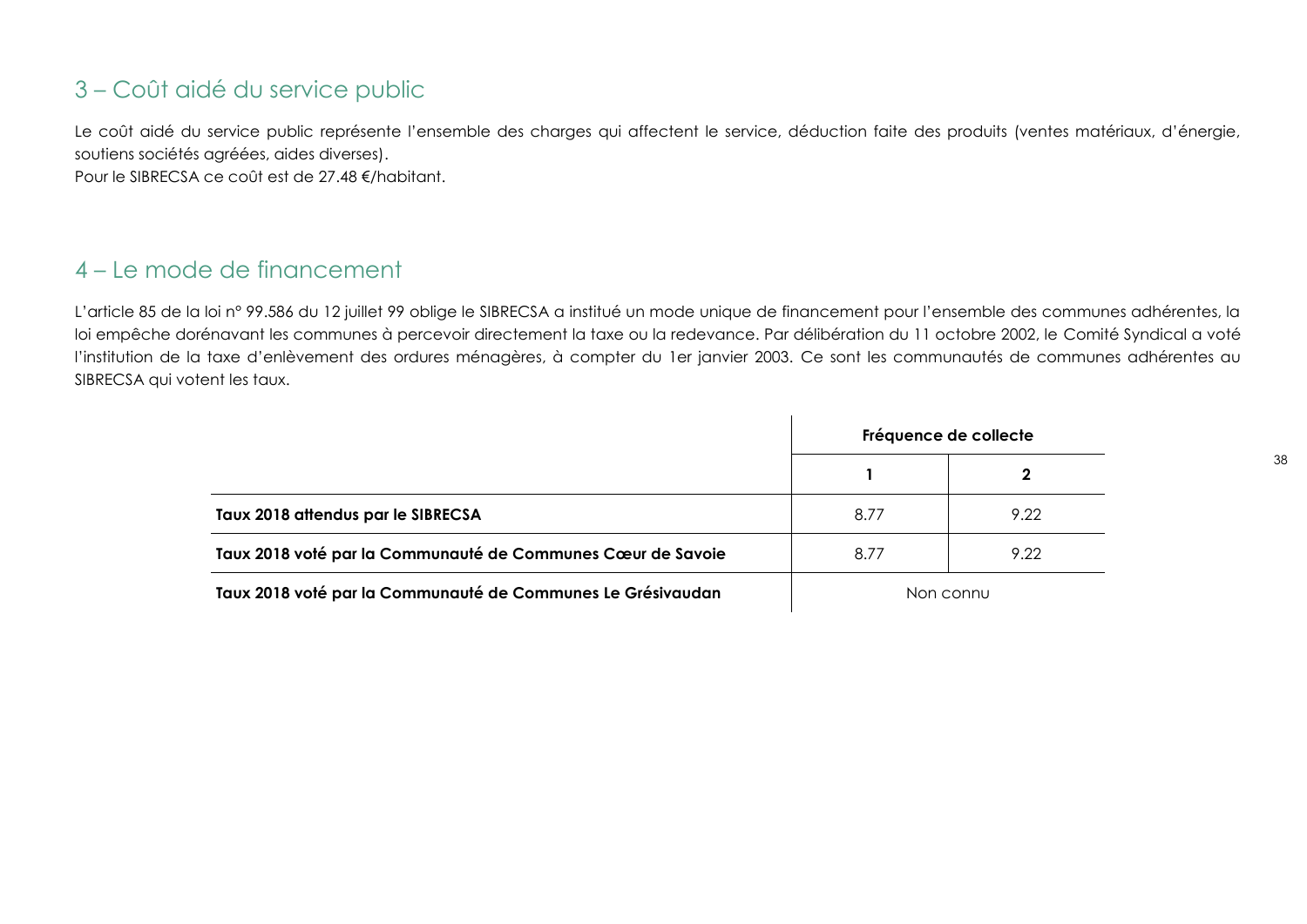## 3 – Coût aidé du service public

Le coût aidé du service public représente l'ensemble des charges qui affectent le service, déduction faite des produits (ventes matériaux, d'énergie, soutiens sociétés agréées, aides diverses).
Pour le SIBRECSA ce coût est de 27.48 €/habitant.

## 4 – Le mode de financement

L'article 85 de la loi n° 99.586 du 12 juillet 99 oblige le SIBRECSA a institué un mode unique de financement pour l'ensemble des communes adhérentes, la loi empêche dorénavant les communes à percevoir directement la taxe ou la redevance. Par délibération du 11 octobre 2002, le Comité Syndical a voté l'institution de la taxe d'enlèvement des ordures ménagères, à compter du 1er janvier 2003. Ce sont les communautés de communes adhérentes au SIBRECSA qui votent les taux.

| | **Fréquence de collecte** | |
|---|---|---|
| | **1** | **2** |
| **Taux 2018 attendus par le SIBRECSA** | 8.77 | 9.22 |
| **Taux 2018 voté par la Communauté de Communes Cœur de Savoie** | 8.77 | 9.22 |
| **Taux 2018 voté par la Communauté de Communes Le Grésivaudan** | Non connu | |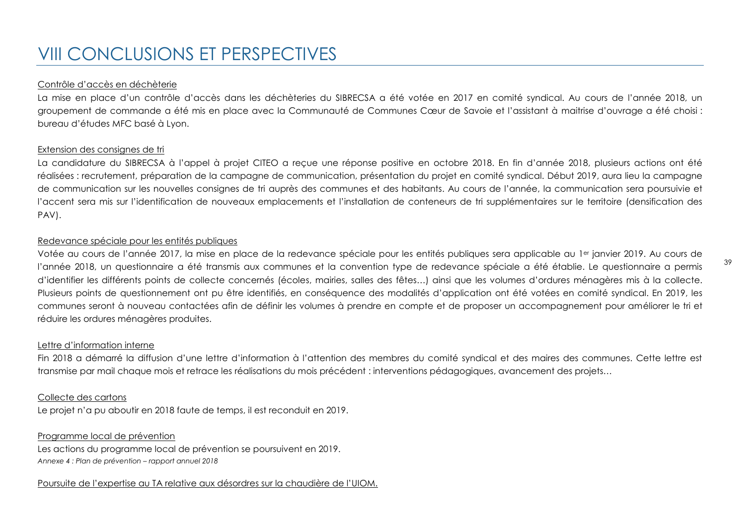# VIII CONCLUSIONS ET PERSPECTIVES

Contrôle d'accès en déchèterie

La mise en place d'un contrôle d'accès dans les déchèteries du SIBRECSA a été votée en 2017 en comité syndical. Au cours de l'année 2018, un groupement de commande a été mis en place avec la Communauté de Communes Cœur de Savoie et l'assistant à maitrise d'ouvrage a été choisi : bureau d'études MFC basé à Lyon.

Extension des consignes de tri

La candidature du SIBRECSA à l'appel à projet CITEO a reçue une réponse positive en octobre 2018. En fin d'année 2018, plusieurs actions ont été réalisées : recrutement, préparation de la campagne de communication, présentation du projet en comité syndical. Début 2019, aura lieu la campagne de communication sur les nouvelles consignes de tri auprès des communes et des habitants. Au cours de l'année, la communication sera poursuivie et l'accent sera mis sur l'identification de nouveaux emplacements et l'installation de conteneurs de tri supplémentaires sur le territoire (densification des PAV).

Redevance spéciale pour les entités publiques

Votée au cours de l'année 2017, la mise en place de la redevance spéciale pour les entités publiques sera applicable au 1er janvier 2019. Au cours de l'année 2018, un questionnaire a été transmis aux communes et la convention type de redevance spéciale a été établie. Le questionnaire a permis d'identifier les différents points de collecte concernés (écoles, mairies, salles des fêtes…) ainsi que les volumes d'ordures ménagères mis à la collecte. Plusieurs points de questionnement ont pu être identifiés, en conséquence des modalités d'application ont été votées en comité syndical. En 2019, les communes seront à nouveau contactées afin de définir les volumes à prendre en compte et de proposer un accompagnement pour améliorer le tri et réduire les ordures ménagères produites.

Lettre d'information interne

Fin 2018 a démarré la diffusion d'une lettre d'information à l'attention des membres du comité syndical et des maires des communes. Cette lettre est transmise par mail chaque mois et retrace les réalisations du mois précédent : interventions pédagogiques, avancement des projets…

Collecte des cartons

Le projet n'a pu aboutir en 2018 faute de temps, il est reconduit en 2019.

Programme local de prévention

Les actions du programme local de prévention se poursuivent en 2019.

*Annexe 4 : Plan de prévention – rapport annuel 2018*

Poursuite de l'expertise au TA relative aux désordres sur la chaudière de l'UIOM.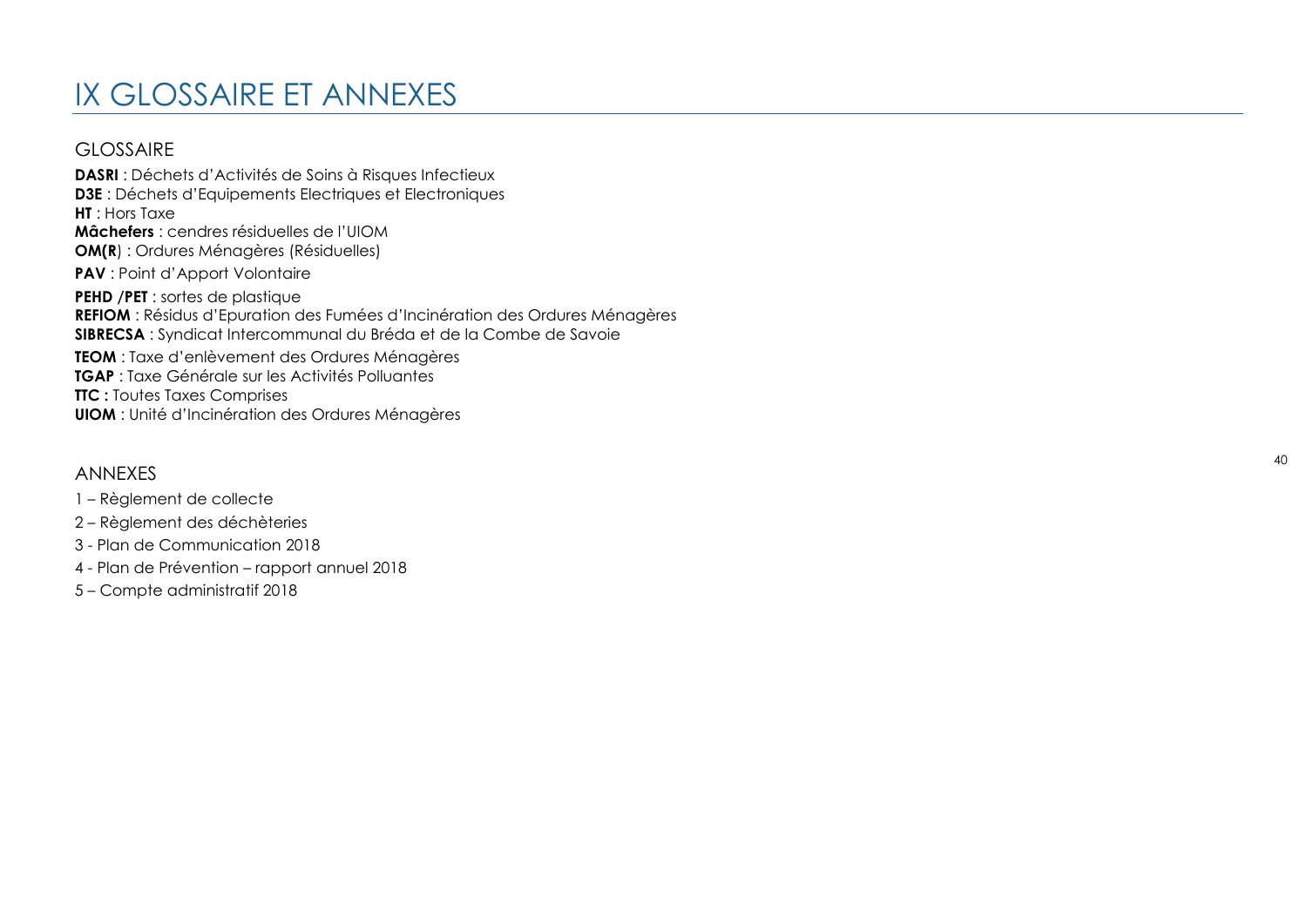# IX GLOSSAIRE ET ANNEXES

## GLOSSAIRE

**DASRI** : Déchets d'Activités de Soins à Risques Infectieux
**D3E** : Déchets d'Equipements Electriques et Electroniques
**HT** : Hors Taxe
**Mâchefers** : cendres résiduelles de l'UIOM
**OM(R**) : Ordures Ménagères (Résiduelles)

**PAV** : Point d'Apport Volontaire

**PEHD /PET** : sortes de plastique
**REFIOM** : Résidus d'Epuration des Fumées d'Incinération des Ordures Ménagères
**SIBRECSA** : Syndicat Intercommunal du Bréda et de la Combe de Savoie

**TEOM** : Taxe d'enlèvement des Ordures Ménagères
**TGAP** : Taxe Générale sur les Activités Polluantes
**TTC :** Toutes Taxes Comprises
**UIOM** : Unité d'Incinération des Ordures Ménagères

## ANNEXES

1 – Règlement de collecte

2 – Règlement des déchèteries

3 - Plan de Communication 2018

4 - Plan de Prévention – rapport annuel 2018

5 – Compte administratif 2018